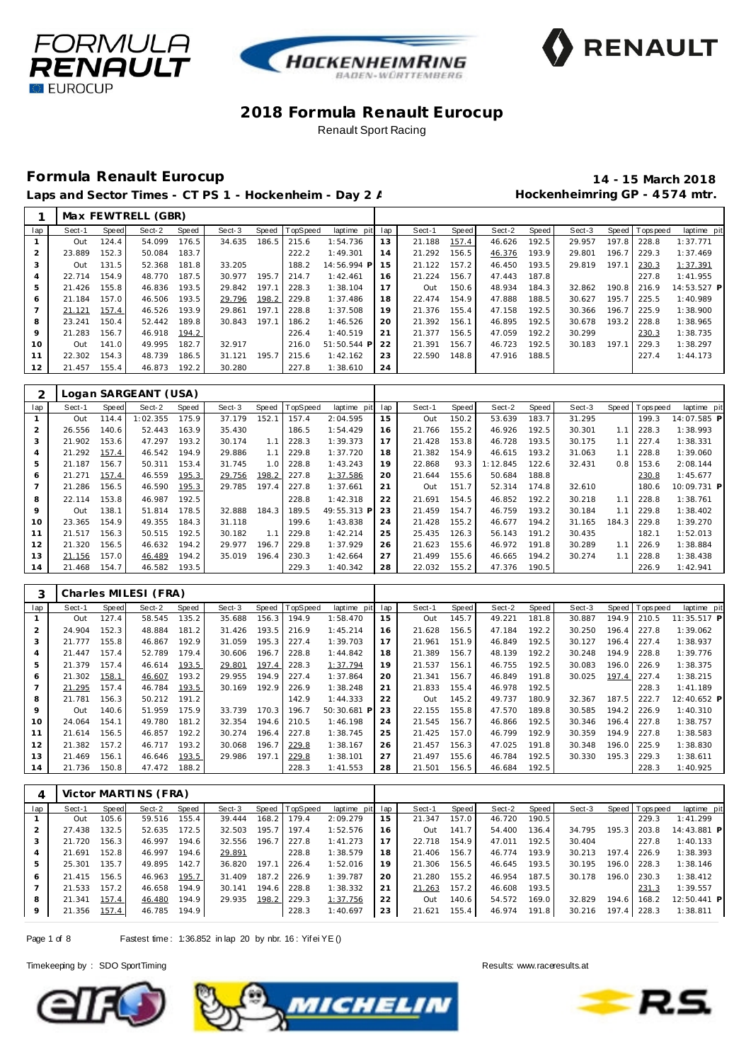# 2018 Formula Renault Eurocup

Renault Sport Racing

## Formula Renault Eurocup

**14 - 15 March 2018**

**Laps and Sector Times - CT PS 1 - Hockenheim - Day 2 A**

**Hockenheimring GP - 4574 mtr.**

### 1 Max FEWTRELL (GBR)

| lap | Sect-1 | Speed | Sect-2 | Speed | Sect-3 | Speed | TopSpeed | laptime pit | lap | Sect-1 | Speed | Sect-2 | Speed | Sect-3 | Speed | Topspeed | laptime pit |
|---|---|---|---|---|---|---|---|---|---|---|---|---|---|---|---|---|---|
| 1 | Out | 124.4 | 54.099 | 176.5 | 34.635 | 186.5 | 215.6 | 1:54.736 | 13 | 21.188 | 157.4 | 46.626 | 192.5 | 29.957 | 197.8 | 228.8 | 1:37.771 |
| 2 | 23.889 | 152.3 | 50.084 | 183.7 | | | 222.2 | 1:49.301 | 14 | 21.292 | 156.5 | 46.376 | 193.9 | 29.801 | 196.7 | 229.3 | 1:37.469 |
| 3 | Out | 131.5 | 52.368 | 181.8 | 33.205 | | 188.2 | 14:56.994 P | 15 | 21.122 | 157.2 | 46.450 | 193.5 | 29.819 | 197.1 | 230.3 | 1:37.391 |
| 4 | 22.714 | 154.9 | 48.770 | 187.5 | 30.977 | 195.7 | 214.7 | 1:42.461 | 16 | 21.224 | 156.7 | 47.443 | 187.8 | | | 227.8 | 1:41.955 |
| 5 | 21.426 | 155.8 | 46.836 | 193.5 | 29.842 | 197.1 | 228.3 | 1:38.104 | 17 | Out | 150.6 | 48.934 | 184.3 | 32.862 | 190.8 | 216.9 | 14:53.527 P |
| 6 | 21.184 | 157.0 | 46.506 | 193.5 | 29.796 | 198.2 | 229.8 | 1:37.486 | 18 | 22.474 | 154.9 | 47.888 | 188.5 | 30.627 | 195.7 | 225.5 | 1:40.989 |
| 7 | 21.121 | 157.4 | 46.526 | 193.9 | 29.861 | 197.1 | 228.8 | 1:37.508 | 19 | 21.376 | 155.4 | 47.158 | 192.5 | 30.366 | 196.7 | 225.9 | 1:38.900 |
| 8 | 23.241 | 150.4 | 52.442 | 189.8 | 30.843 | 197.1 | 186.2 | 1:46.526 | 20 | 21.392 | 156.1 | 46.895 | 192.5 | 30.678 | 193.2 | 228.8 | 1:38.965 |
| 9 | 21.283 | 156.7 | 46.918 | 194.2 | | | 226.4 | 1:40.519 | 21 | 21.377 | 156.5 | 47.059 | 192.2 | 30.299 | | 230.3 | 1:38.735 |
| 10 | Out | 141.0 | 49.995 | 182.7 | 32.917 | | 216.0 | 51:50.544 P | 22 | 21.391 | 156.7 | 46.723 | 192.5 | 30.183 | 197.1 | 229.3 | 1:38.297 |
| 11 | 22.302 | 154.3 | 48.739 | 186.5 | 31.121 | 195.7 | 215.6 | 1:42.162 | 23 | 22.590 | 148.8 | 47.916 | 188.5 | | | 227.4 | 1:44.173 |
| 12 | 21.457 | 155.4 | 46.873 | 192.2 | 30.280 | | 227.8 | 1:38.610 | 24 | | | | | | | | |

### 2 Logan SARGEANT (USA)

| lap | Sect-1 | Speed | Sect-2 | Speed | Sect-3 | Speed | TopSpeed | laptime pit | lap | Sect-1 | Speed | Sect-2 | Speed | Sect-3 | Speed | Topspeed | laptime pit |
|---|---|---|---|---|---|---|---|---|---|---|---|---|---|---|---|---|---|
| 1 | Out | 114.4 | 1:02.355 | 175.9 | 37.179 | 152.1 | 157.4 | 2:04.595 | 15 | Out | 150.2 | 53.639 | 183.7 | 31.295 | | 199.3 | 14:07.585 P |
| 2 | 26.556 | 140.6 | 52.443 | 163.9 | 35.430 | | 186.5 | 1:54.429 | 16 | 21.766 | 155.2 | 46.926 | 192.5 | 30.301 | 1.1 | 228.3 | 1:38.993 |
| 3 | 21.902 | 153.6 | 47.297 | 193.2 | 30.174 | 1.1 | 228.3 | 1:39.373 | 17 | 21.428 | 153.8 | 46.728 | 193.5 | 30.175 | 1.1 | 227.4 | 1:38.331 |
| 4 | 21.292 | 157.4 | 46.542 | 194.9 | 29.886 | 1.1 | 229.8 | 1:37.720 | 18 | 21.382 | 154.9 | 46.615 | 193.2 | 31.063 | 1.1 | 228.8 | 1:39.060 |
| 5 | 21.187 | 156.7 | 50.311 | 153.4 | 31.745 | 1.0 | 228.8 | 1:43.243 | 19 | 22.868 | 93.3 | 1:12.845 | 122.6 | 32.431 | 0.8 | 153.6 | 2:08.144 |
| 6 | 21.271 | 157.4 | 46.559 | 195.3 | 29.756 | 198.2 | 227.8 | 1:37.586 | 20 | 21.644 | 155.6 | 50.684 | 188.8 | | | 230.8 | 1:45.677 |
| 7 | 21.286 | 156.5 | 46.590 | 195.3 | 29.785 | 197.4 | 227.8 | 1:37.661 | 21 | Out | 151.7 | 52.314 | 174.8 | 32.610 | | 180.6 | 10:09.731 P |
| 8 | 22.114 | 153.8 | 46.987 | 192.5 | | | 228.8 | 1:42.318 | 22 | 21.691 | 154.5 | 46.852 | 192.2 | 30.218 | 1.1 | 228.8 | 1:38.761 |
| 9 | Out | 138.1 | 51.814 | 178.5 | 32.888 | 184.3 | 189.5 | 49:55.313 P | 23 | 21.459 | 154.7 | 46.759 | 193.2 | 30.184 | 1.1 | 229.8 | 1:38.402 |
| 10 | 23.365 | 154.9 | 49.355 | 184.3 | 31.118 | | 199.6 | 1:43.838 | 24 | 21.428 | 155.2 | 46.677 | 194.2 | 31.165 | 184.3 | 229.8 | 1:39.270 |
| 11 | 21.517 | 156.3 | 50.515 | 192.5 | 30.182 | 1.1 | 229.8 | 1:42.214 | 25 | 25.435 | 126.3 | 56.143 | 191.2 | 30.435 | | 182.1 | 1:52.013 |
| 12 | 21.320 | 156.5 | 46.632 | 194.2 | 29.977 | 196.7 | 229.8 | 1:37.929 | 26 | 21.623 | 155.6 | 46.972 | 191.8 | 30.289 | 1.1 | 226.9 | 1:38.884 |
| 13 | 21.156 | 157.0 | 46.489 | 194.2 | 35.019 | 196.4 | 230.3 | 1:42.664 | 27 | 21.499 | 155.6 | 46.665 | 194.2 | 30.274 | 1.1 | 228.8 | 1:38.438 |
| 14 | 21.468 | 154.7 | 46.582 | 193.5 | | | 229.3 | 1:40.342 | 28 | 22.032 | 155.2 | 47.376 | 190.5 | | | 226.9 | 1:42.941 |

### 3 Charles MILESI (FRA)

| lap | Sect-1 | Speed | Sect-2 | Speed | Sect-3 | Speed | TopSpeed | laptime pit | lap | Sect-1 | Speed | Sect-2 | Speed | Sect-3 | Speed | Topspeed | laptime pit |
|---|---|---|---|---|---|---|---|---|---|---|---|---|---|---|---|---|---|
| 1 | Out | 127.4 | 58.545 | 135.2 | 35.688 | 156.3 | 194.9 | 1:58.470 | 15 | Out | 145.7 | 49.221 | 181.8 | 30.887 | 194.9 | 210.5 | 11:35.517 P |
| 2 | 24.904 | 152.3 | 48.884 | 181.2 | 31.426 | 193.5 | 216.9 | 1:45.214 | 16 | 21.628 | 156.5 | 47.184 | 192.2 | 30.250 | 196.4 | 227.8 | 1:39.062 |
| 3 | 21.777 | 155.8 | 46.867 | 192.9 | 31.059 | 195.3 | 227.4 | 1:39.703 | 17 | 21.961 | 151.9 | 46.849 | 192.5 | 30.127 | 196.4 | 227.4 | 1:38.937 |
| 4 | 21.447 | 157.4 | 52.789 | 179.4 | 30.606 | 196.7 | 228.8 | 1:44.842 | 18 | 21.389 | 156.7 | 48.139 | 192.2 | 30.248 | 194.9 | 228.8 | 1:39.776 |
| 5 | 21.379 | 157.4 | 46.614 | 193.5 | 29.801 | 197.4 | 228.3 | 1:37.794 | 19 | 21.537 | 156.1 | 46.755 | 192.5 | 30.083 | 196.0 | 226.9 | 1:38.375 |
| 6 | 21.302 | 158.1 | 46.607 | 193.2 | 29.955 | 194.9 | 227.4 | 1:37.864 | 20 | 21.341 | 156.7 | 46.849 | 191.8 | 30.025 | 197.4 | 227.4 | 1:38.215 |
| 7 | 21.295 | 157.4 | 46.784 | 193.5 | 30.169 | 192.9 | 226.9 | 1:38.248 | 21 | 21.833 | 155.4 | 46.978 | 192.5 | | | 228.3 | 1:41.189 |
| 8 | 21.781 | 156.3 | 50.210 | 191.2 | | | 142.9 | 1:44.333 | 22 | Out | 145.2 | 49.737 | 180.9 | 32.367 | 187.5 | 222.7 | 12:40.652 P |
| 9 | Out | 140.6 | 51.959 | 175.9 | 33.739 | 170.3 | 196.7 | 50:30.681 P | 23 | 22.155 | 155.8 | 47.570 | 189.8 | 30.585 | 194.2 | 226.9 | 1:40.310 |
| 10 | 24.064 | 154.1 | 49.780 | 181.2 | 32.354 | 194.6 | 210.5 | 1:46.198 | 24 | 21.545 | 156.7 | 46.866 | 192.5 | 30.346 | 196.4 | 227.8 | 1:38.757 |
| 11 | 21.614 | 156.5 | 46.857 | 192.2 | 30.274 | 196.4 | 227.8 | 1:38.745 | 25 | 21.425 | 157.0 | 46.799 | 192.9 | 30.359 | 194.9 | 227.8 | 1:38.583 |
| 12 | 21.382 | 157.2 | 46.717 | 193.2 | 30.068 | 196.7 | 229.8 | 1:38.167 | 26 | 21.457 | 156.3 | 47.025 | 191.8 | 30.348 | 196.0 | 225.9 | 1:38.830 |
| 13 | 21.469 | 156.1 | 46.646 | 193.5 | 29.986 | 197.1 | 229.8 | 1:38.101 | 27 | 21.497 | 155.6 | 46.784 | 192.5 | 30.330 | 195.3 | 229.3 | 1:38.611 |
| 14 | 21.736 | 150.8 | 47.472 | 188.2 | | | 228.3 | 1:41.553 | 28 | 21.501 | 156.5 | 46.684 | 192.5 | | | 228.3 | 1:40.925 |

### 4 Victor MARTINS (FRA)

| lap | Sect-1 | Speed | Sect-2 | Speed | Sect-3 | Speed | TopSpeed | laptime pit | lap | Sect-1 | Speed | Sect-2 | Speed | Sect-3 | Speed | Topspeed | laptime pit |
|---|---|---|---|---|---|---|---|---|---|---|---|---|---|---|---|---|---|
| 1 | Out | 105.6 | 59.516 | 155.4 | 39.444 | 168.2 | 179.4 | 2:09.279 | 15 | 21.347 | 157.0 | 46.720 | 190.5 | | | 229.3 | 1:41.299 |
| 2 | 27.438 | 132.5 | 52.635 | 172.5 | 32.503 | 195.7 | 197.4 | 1:52.576 | 16 | Out | 141.7 | 54.400 | 136.4 | 34.795 | 195.3 | 203.8 | 14:43.881 P |
| 3 | 21.720 | 156.3 | 46.997 | 194.6 | 32.556 | 196.7 | 227.8 | 1:41.273 | 17 | 22.718 | 154.9 | 47.011 | 192.5 | 30.404 | | 227.8 | 1:40.133 |
| 4 | 21.691 | 152.8 | 46.997 | 194.6 | 29.891 | | 228.8 | 1:38.579 | 18 | 21.406 | 156.7 | 46.774 | 193.9 | 30.213 | 197.4 | 226.9 | 1:38.393 |
| 5 | 25.301 | 135.7 | 49.895 | 142.7 | 36.820 | 197.1 | 226.4 | 1:52.016 | 19 | 21.306 | 156.5 | 46.645 | 193.5 | 30.195 | 196.0 | 228.3 | 1:38.146 |
| 6 | 21.415 | 156.5 | 46.963 | 195.7 | 31.409 | 187.2 | 226.9 | 1:39.787 | 20 | 21.280 | 155.2 | 46.954 | 187.5 | 30.178 | 196.0 | 230.3 | 1:38.412 |
| 7 | 21.533 | 157.2 | 46.658 | 194.9 | 30.141 | 194.6 | 228.8 | 1:38.332 | 21 | 21.263 | 157.2 | 46.608 | 193.5 | | | 231.3 | 1:39.557 |
| 8 | 21.341 | 157.4 | 46.480 | 194.9 | 29.935 | 198.2 | 229.3 | 1:37.756 | 22 | Out | 140.6 | 54.572 | 169.0 | 32.829 | 194.6 | 168.2 | 12:50.441 P |
| 9 | 21.356 | 157.4 | 46.785 | 194.9 | | | 228.3 | 1:40.697 | 23 | 21.621 | 155.4 | 46.974 | 191.8 | 30.216 | 197.4 | 228.3 | 1:38.811 |

Fastest time : 1:36.852 in lap 20 by nbr. 16 : Yifei YE ()

Timekeeping by : SDO SportTiming

Results: www.raceresults.at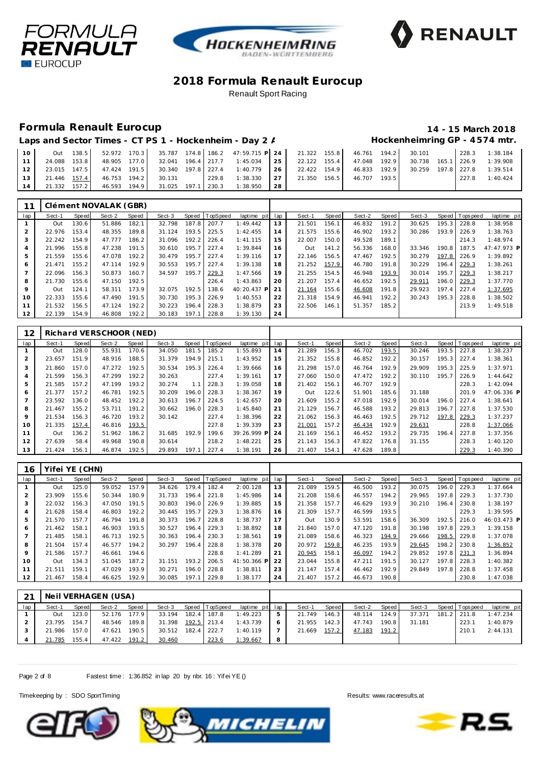# 2018 Formula Renault Eurocup

Renault Sport Racing

## Formula Renault Eurocup

**14 - 15 March 2018**

**Laps and Sector Times - CT PS 1 - Hockenheim - Day 2 A**

**Hockenheimring GP - 4574 mtr.**

| lap | Sect-1 | Speed | Sect-2 | Speed | Sect-3 | Speed | TopSpeed | laptime pit | lap | Sect-1 | Speed | Sect-2 | Speed | Sect-3 | Speed | Topspeed | laptime pit |
|---|---|---|---|---|---|---|---|---|---|---|---|---|---|---|---|---|---|
| 10 | Out | 138.5 | 52.972 | 170.3 | 35.787 | 174.8 | 186.2 | 47:59.715 P | 24 | 21.322 | 155.8 | 46.761 | 194.2 | 30.101 | | 228.3 | 1:38.184 |
| 11 | 24.088 | 153.8 | 48.905 | 177.0 | 32.041 | 196.4 | 217.7 | 1:45.034 | 25 | 22.122 | 155.4 | 47.048 | 192.9 | 30.738 | 165.1 | 226.9 | 1:39.908 |
| 12 | 23.015 | 147.5 | 47.424 | 191.5 | 30.340 | 197.8 | 227.4 | 1:40.779 | 26 | 22.422 | 154.9 | 46.833 | 192.9 | 30.259 | 197.8 | 227.8 | 1:39.514 |
| 13 | 21.446 | 157.4 | 46.753 | 194.2 | 30.131 | | 229.8 | 1:38.330 | 27 | 21.350 | 156.5 | 46.707 | 193.5 | | | 227.8 | 1:40.424 |
| 14 | 21.332 | 157.2 | 46.593 | 194.9 | 31.025 | 197.1 | 230.3 | 1:38.950 | 28 | | | | | | | | |

### 11 Clément NOVALAK (GBR)

| lap | Sect-1 | Speed | Sect-2 | Speed | Sect-3 | Speed | TopSpeed | laptime pit | lap | Sect-1 | Speed | Sect-2 | Speed | Sect-3 | Speed | Topspeed | laptime pit |
|---|---|---|---|---|---|---|---|---|---|---|---|---|---|---|---|---|---|
| 1 | Out | 130.6 | 51.886 | 182.1 | 32.798 | 187.8 | 207.7 | 1:49.442 | 13 | 21.501 | 156.1 | 46.832 | 191.2 | 30.625 | 195.3 | 228.8 | 1:38.958 |
| 2 | 22.976 | 153.4 | 48.355 | 189.8 | 31.124 | 193.5 | 225.5 | 1:42.455 | 14 | 21.575 | 155.6 | 46.902 | 193.2 | 30.286 | 193.9 | 226.9 | 1:38.763 |
| 3 | 22.242 | 154.9 | 47.777 | 186.2 | 31.096 | 192.2 | 226.4 | 1:41.115 | 15 | 22.007 | 150.0 | 49.528 | 189.1 | | | 214.3 | 1:48.974 |
| 4 | 21.996 | 155.8 | 47.238 | 191.5 | 30.610 | 195.7 | 227.4 | 1:39.844 | 16 | Out | 141.2 | 56.336 | 168.0 | 33.346 | 190.8 | 187.5 | 47:47.973 P |
| 5 | 21.559 | 155.6 | 47.078 | 192.2 | 30.479 | 195.7 | 227.4 | 1:39.116 | 17 | 22.146 | 156.5 | 47.467 | 192.5 | 30.279 | 197.8 | 226.9 | 1:39.892 |
| 6 | 21.471 | 155.2 | 47.114 | 192.9 | 30.553 | 195.7 | 227.4 | 1:39.138 | 18 | 21.252 | 157.9 | 46.780 | 191.8 | 30.229 | 196.4 | 229.3 | 1:38.261 |
| 7 | 22.096 | 156.3 | 50.873 | 160.7 | 34.597 | 195.7 | 229.3 | 1:47.566 | 19 | 21.255 | 154.5 | 46.948 | 193.9 | 30.014 | 195.7 | 229.3 | 1:38.217 |
| 8 | 21.730 | 155.6 | 47.150 | 192.5 | | | 226.4 | 1:43.863 | 20 | 21.207 | 157.4 | 46.652 | 192.5 | 29.911 | 196.0 | 229.3 | 1:37.770 |
| 9 | Out | 124.1 | 58.311 | 173.9 | 32.075 | 192.5 | 138.6 | 40:20.437 P | 21 | 21.164 | 155.6 | 46.608 | 191.8 | 29.923 | 197.4 | 227.4 | 1:37.695 |
| 10 | 22.333 | 155.6 | 47.490 | 191.5 | 30.730 | 195.3 | 226.9 | 1:40.553 | 22 | 21.318 | 154.9 | 46.941 | 192.2 | 30.243 | 195.3 | 228.8 | 1:38.502 |
| 11 | 21.532 | 156.5 | 47.124 | 192.2 | 30.223 | 196.4 | 228.3 | 1:38.879 | 23 | 22.506 | 146.1 | 51.357 | 185.2 | | | 213.9 | 1:49.518 |
| 12 | 22.139 | 154.9 | 46.808 | 192.2 | 30.183 | 197.1 | 228.8 | 1:39.130 | 24 | | | | | | | | |

### 12 Richard VERSCHOOR (NED)

| lap | Sect-1 | Speed | Sect-2 | Speed | Sect-3 | Speed | TopSpeed | laptime pit | lap | Sect-1 | Speed | Sect-2 | Speed | Sect-3 | Speed | Topspeed | laptime pit |
|---|---|---|---|---|---|---|---|---|---|---|---|---|---|---|---|---|---|
| 1 | Out | 128.0 | 55.931 | 170.6 | 34.050 | 181.5 | 185.2 | 1:55.893 | 14 | 21.289 | 156.3 | 46.702 | 193.5 | 30.246 | 193.5 | 227.8 | 1:38.237 |
| 2 | 23.657 | 151.9 | 48.916 | 188.5 | 31.379 | 194.9 | 215.1 | 1:43.952 | 15 | 21.352 | 155.8 | 46.852 | 192.2 | 30.157 | 195.3 | 227.4 | 1:38.361 |
| 3 | 21.860 | 157.0 | 47.272 | 192.5 | 30.534 | 195.3 | 226.4 | 1:39.666 | 16 | 21.298 | 157.0 | 46.764 | 192.9 | 29.909 | 195.3 | 225.9 | 1:37.971 |
| 4 | 21.599 | 156.3 | 47.299 | 192.2 | 30.263 | | 227.4 | 1:39.161 | 17 | 27.060 | 150.0 | 47.472 | 192.2 | 30.110 | 195.7 | 226.9 | 1:44.642 |
| 5 | 21.585 | 157.2 | 47.199 | 193.2 | 30.274 | 1.1 | 228.3 | 1:39.058 | 18 | 21.402 | 156.1 | 46.707 | 192.9 | | | 228.3 | 1:42.094 |
| 6 | 21.377 | 157.2 | 46.781 | 192.5 | 30.209 | 196.0 | 228.3 | 1:38.367 | 19 | Out | 122.6 | 51.901 | 185.6 | 31.188 | | 201.9 | 47:06.336 P |
| 7 | 23.592 | 136.0 | 48.452 | 192.2 | 30.613 | 196.7 | 224.5 | 1:42.657 | 20 | 21.609 | 155.2 | 47.018 | 192.9 | 30.014 | 196.0 | 227.4 | 1:38.641 |
| 8 | 21.467 | 155.2 | 53.711 | 191.2 | 30.662 | 196.0 | 228.3 | 1:45.840 | 21 | 21.129 | 156.7 | 46.588 | 193.2 | 29.813 | 196.7 | 227.8 | 1:37.530 |
| 9 | 21.534 | 156.3 | 46.720 | 193.2 | 30.142 | | 227.4 | 1:38.396 | 22 | 21.062 | 156.3 | 46.463 | 192.5 | 29.712 | 197.8 | 229.3 | 1:37.237 |
| 10 | 21.335 | 157.4 | 46.816 | 193.5 | | | 227.8 | 1:39.339 | 23 | 21.001 | 157.2 | 46.434 | 192.9 | 29.631 | | 228.8 | 1:37.066 |
| 11 | Out | 136.2 | 51.962 | 186.2 | 31.685 | 192.9 | 199.6 | 39:26.999 P | 24 | 21.169 | 156.1 | 46.452 | 193.2 | 29.735 | 196.4 | 227.8 | 1:37.356 |
| 12 | 27.639 | 58.4 | 49.968 | 190.8 | 30.614 | | 218.2 | 1:48.221 | 25 | 21.143 | 156.3 | 47.822 | 176.8 | 31.155 | | 228.3 | 1:40.120 |
| 13 | 21.424 | 156.1 | 46.874 | 192.5 | 29.893 | 197.1 | 227.4 | 1:38.191 | 26 | 21.407 | 154.1 | 47.628 | 189.8 | | | 229.3 | 1:40.390 |

### 16 Yifei YE (CHN)

| lap | Sect-1 | Speed | Sect-2 | Speed | Sect-3 | Speed | TopSpeed | laptime pit | lap | Sect-1 | Speed | Sect-2 | Speed | Sect-3 | Speed | Topspeed | laptime pit |
|---|---|---|---|---|---|---|---|---|---|---|---|---|---|---|---|---|---|
| 1 | Out | 125.0 | 59.052 | 157.9 | 34.626 | 179.4 | 182.4 | 2:00.128 | 13 | 21.089 | 159.5 | 46.500 | 193.2 | 30.075 | 196.0 | 229.3 | 1:37.664 |
| 2 | 23.909 | 155.6 | 50.344 | 180.9 | 31.733 | 196.4 | 221.8 | 1:45.986 | 14 | 21.208 | 158.6 | 46.557 | 194.2 | 29.965 | 197.8 | 229.3 | 1:37.730 |
| 3 | 22.032 | 156.3 | 47.050 | 191.5 | 30.803 | 196.0 | 226.9 | 1:39.885 | 15 | 21.358 | 157.7 | 46.629 | 193.9 | 30.210 | 196.4 | 230.8 | 1:38.197 |
| 4 | 21.628 | 158.4 | 46.803 | 192.2 | 30.445 | 195.7 | 229.3 | 1:38.876 | 16 | 21.309 | 157.7 | 46.599 | 193.5 | | | 229.3 | 1:39.595 |
| 5 | 21.570 | 157.7 | 46.794 | 191.8 | 30.373 | 196.7 | 228.8 | 1:38.737 | 17 | Out | 130.9 | 53.591 | 158.6 | 36.309 | 192.5 | 216.0 | 46:03.473 P |
| 6 | 21.462 | 158.1 | 46.903 | 193.5 | 30.527 | 196.4 | 229.3 | 1:38.892 | 18 | 21.840 | 157.0 | 47.120 | 191.8 | 30.198 | 197.8 | 229.3 | 1:39.158 |
| 7 | 21.485 | 158.1 | 46.713 | 192.5 | 30.363 | 196.4 | 230.3 | 1:38.561 | 19 | 21.089 | 158.6 | 46.323 | 194.9 | 29.666 | 198.5 | 229.8 | 1:37.078 |
| 8 | 21.504 | 157.4 | 46.577 | 194.2 | 30.297 | 196.4 | 228.8 | 1:38.378 | 20 | 20.972 | 159.8 | 46.235 | 193.9 | 29.645 | 198.2 | 230.8 | 1:36.852 |
| 9 | 21.586 | 157.7 | 46.661 | 194.6 | | | 228.8 | 1:41.289 | 21 | 20.945 | 158.1 | 46.097 | 194.2 | 29.852 | 197.8 | 231.3 | 1:36.894 |
| 10 | Out | 134.3 | 51.045 | 187.2 | 31.151 | 193.2 | 206.5 | 41:50.366 P | 22 | 23.044 | 155.8 | 47.211 | 191.5 | 30.127 | 197.8 | 228.3 | 1:40.382 |
| 11 | 21.511 | 159.1 | 47.029 | 193.9 | 30.271 | 196.0 | 228.8 | 1:38.811 | 23 | 21.147 | 157.4 | 46.462 | 192.9 | 29.849 | 197.8 | 228.8 | 1:37.458 |
| 12 | 21.467 | 158.4 | 46.625 | 192.9 | 30.085 | 197.1 | 229.8 | 1:38.177 | 24 | 21.407 | 157.2 | 46.673 | 190.8 | | | 230.8 | 1:47.038 |

### 21 Neil VERHAGEN (USA)

| lap | Sect-1 | Speed | Sect-2 | Speed | Sect-3 | Speed | TopSpeed | laptime pit | lap | Sect-1 | Speed | Sect-2 | Speed | Sect-3 | Speed | Topspeed | laptime pit |
|---|---|---|---|---|---|---|---|---|---|---|---|---|---|---|---|---|---|
| 1 | Out | 123.0 | 52.176 | 177.9 | 33.194 | 182.4 | 187.8 | 1:49.223 | 5 | 21.749 | 146.3 | 48.114 | 124.9 | 37.371 | 181.2 | 211.8 | 1:47.234 |
| 2 | 23.795 | 154.7 | 48.546 | 189.8 | 31.398 | 192.5 | 213.4 | 1:43.739 | 6 | 21.955 | 142.3 | 47.743 | 190.8 | 31.181 | | 223.1 | 1:40.879 |
| 3 | 21.986 | 157.0 | 47.621 | 190.5 | 30.512 | 182.4 | 222.7 | 1:40.119 | 7 | 21.669 | 157.2 | 47.183 | 191.2 | | | 210.1 | 2:44.131 |
| 4 | 21.785 | 155.4 | 47.422 | 191.2 | 30.460 | | 223.6 | 1:39.667 | 8 | | | | | | | | |

Fastest time : 1:36.852 in lap 20 by nbr. 16 : Yifei YE ()

Timekeeping by : SDO SportTiming

Results: www.raceresults.at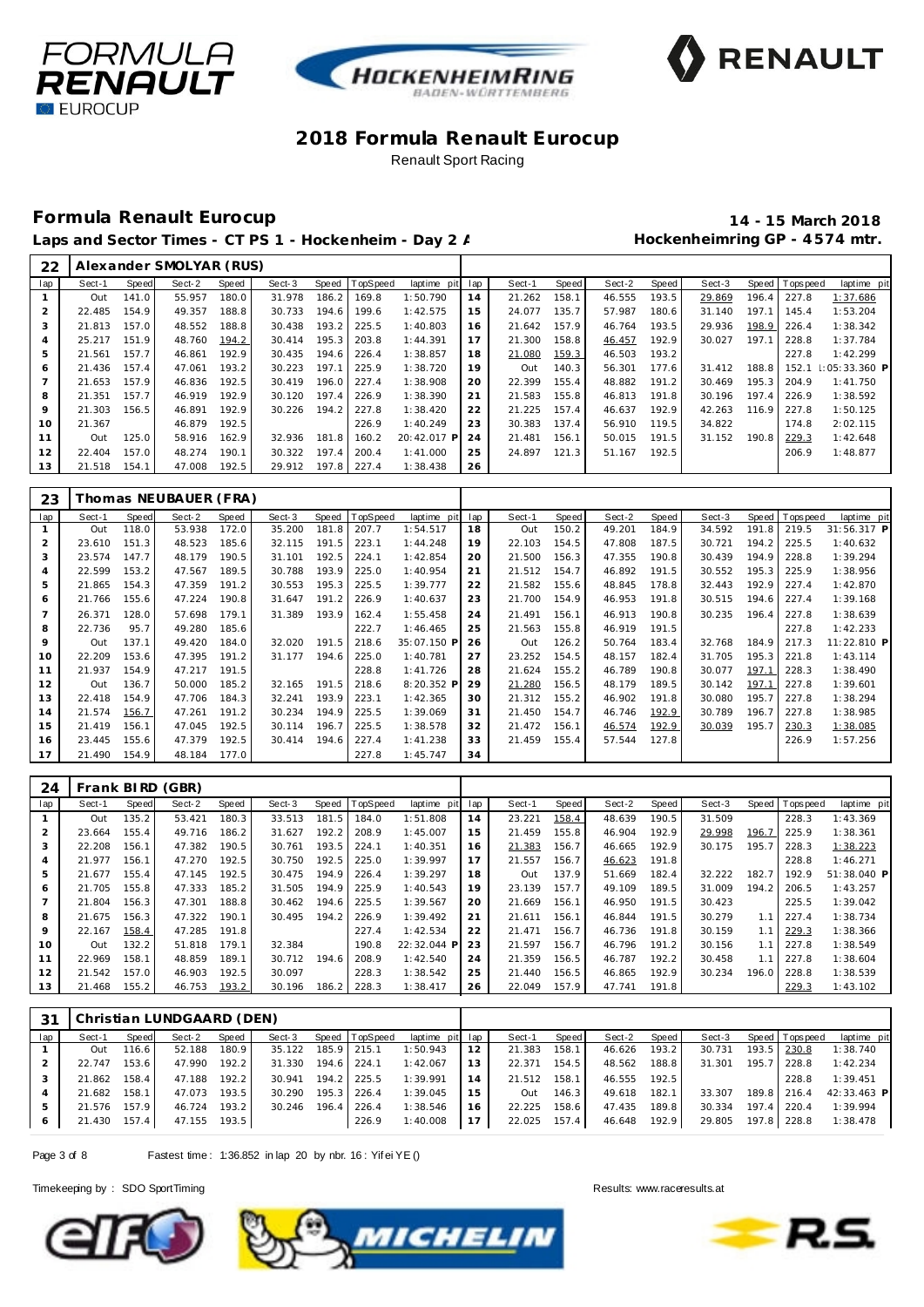# 2018 Formula Renault Eurocup

Renault Sport Racing

## Formula Renault Eurocup

**14 - 15 March 2018**

**Laps and Sector Times - CT PS 1 - Hockenheim - Day 2 A**

**Hockenheimring GP - 4574 mtr.**

### 22 Alexander SMOLYAR (RUS)

| lap | Sect-1 | Speed | Sect-2 | Speed | Sect-3 | Speed | TopSpeed | laptime pit | lap | Sect-1 | Speed | Sect-2 | Speed | Sect-3 | Speed | Topspeed | laptime pit |
|---|---|---|---|---|---|---|---|---|---|---|---|---|---|---|---|---|---|
| 1 | Out | 141.0 | 55.957 | 180.0 | 31.978 | 186.2 | 169.8 | 1:50.790 | 14 | 21.262 | 158.1 | 46.555 | 193.5 | 29.869 | 196.4 | 227.8 | 1:37.686 |
| 2 | 22.485 | 154.9 | 49.357 | 188.8 | 30.733 | 194.6 | 199.6 | 1:42.575 | 15 | 24.077 | 135.7 | 57.987 | 180.6 | 31.140 | 197.1 | 145.4 | 1:53.204 |
| 3 | 21.813 | 157.0 | 48.552 | 188.8 | 30.438 | 193.2 | 225.5 | 1:40.803 | 16 | 21.642 | 157.9 | 46.764 | 193.5 | 29.936 | 198.9 | 226.4 | 1:38.342 |
| 4 | 25.217 | 151.9 | 48.760 | 194.2 | 30.414 | 195.3 | 203.8 | 1:44.391 | 17 | 21.300 | 158.8 | 46.457 | 192.9 | 30.027 | 197.1 | 228.8 | 1:37.784 |
| 5 | 21.561 | 157.7 | 46.861 | 192.9 | 30.435 | 194.6 | 226.4 | 1:38.857 | 18 | 21.080 | 159.3 | 46.503 | 193.2 | | | 227.8 | 1:42.299 |
| 6 | 21.436 | 157.4 | 47.061 | 193.2 | 30.223 | 197.1 | 225.9 | 1:38.720 | 19 | Out | 140.3 | 56.301 | 177.6 | 31.412 | 188.8 | 152.1 | 1:05:33.360 P |
| 7 | 21.653 | 157.9 | 46.836 | 192.5 | 30.419 | 196.0 | 227.4 | 1:38.908 | 20 | 22.399 | 155.4 | 48.882 | 191.2 | 30.469 | 195.3 | 204.9 | 1:41.750 |
| 8 | 21.351 | 157.7 | 46.919 | 192.9 | 30.120 | 197.4 | 226.9 | 1:38.390 | 21 | 21.583 | 155.8 | 46.813 | 191.8 | 30.196 | 197.4 | 226.9 | 1:38.592 |
| 9 | 21.303 | 156.5 | 46.891 | 192.9 | 30.226 | 194.2 | 227.8 | 1:38.420 | 22 | 21.225 | 157.4 | 46.637 | 192.9 | 42.263 | 116.9 | 227.8 | 1:50.125 |
| 10 | 21.367 | | 46.879 | 192.5 | | | 226.9 | 1:40.249 | 23 | 30.383 | 137.4 | 56.910 | 119.5 | 34.822 | | 174.8 | 2:02.115 |
| 11 | Out | 125.0 | 58.916 | 162.9 | 32.936 | 181.8 | 160.2 | 20:42.017 P | 24 | 21.481 | 156.1 | 50.015 | 191.5 | 31.152 | 190.8 | 229.3 | 1:42.648 |
| 12 | 22.404 | 157.0 | 48.274 | 190.1 | 30.322 | 197.4 | 200.4 | 1:41.000 | 25 | 24.897 | 121.3 | 51.167 | 192.5 | | | 206.9 | 1:48.877 |
| 13 | 21.518 | 154.1 | 47.008 | 192.5 | 29.912 | 197.8 | 227.4 | 1:38.438 | 26 | | | | | | | | |

### 23 Thomas NEUBAUER (FRA)

| lap | Sect-1 | Speed | Sect-2 | Speed | Sect-3 | Speed | TopSpeed | laptime pit | lap | Sect-1 | Speed | Sect-2 | Speed | Sect-3 | Speed | Topspeed | laptime pit |
|---|---|---|---|---|---|---|---|---|---|---|---|---|---|---|---|---|---|
| 1 | Out | 118.0 | 53.938 | 172.0 | 35.200 | 181.8 | 207.7 | 1:54.517 | 18 | Out | 150.2 | 49.201 | 184.9 | 34.592 | 191.8 | 219.5 | 31:56.317 P |
| 2 | 23.610 | 151.3 | 48.523 | 185.6 | 32.115 | 191.5 | 223.1 | 1:44.248 | 19 | 22.103 | 154.5 | 47.808 | 187.5 | 30.721 | 194.2 | 225.5 | 1:40.632 |
| 3 | 23.574 | 147.7 | 48.179 | 190.5 | 31.101 | 192.5 | 224.1 | 1:42.854 | 20 | 21.500 | 156.3 | 47.355 | 190.8 | 30.439 | 194.9 | 228.8 | 1:39.294 |
| 4 | 22.599 | 153.2 | 47.567 | 189.5 | 30.788 | 193.9 | 225.0 | 1:40.954 | 21 | 21.512 | 154.7 | 46.892 | 191.5 | 30.552 | 195.3 | 225.9 | 1:38.956 |
| 5 | 21.865 | 154.3 | 47.359 | 191.2 | 30.553 | 195.3 | 225.5 | 1:39.777 | 22 | 21.582 | 155.6 | 48.845 | 178.8 | 32.443 | 192.9 | 227.4 | 1:42.870 |
| 6 | 21.766 | 155.6 | 47.224 | 190.8 | 31.647 | 191.2 | 226.9 | 1:40.637 | 23 | 21.700 | 154.9 | 46.953 | 191.8 | 30.515 | 194.6 | 227.4 | 1:39.168 |
| 7 | 26.371 | 128.0 | 57.698 | 179.1 | 31.389 | 193.9 | 162.4 | 1:55.458 | 24 | 21.491 | 156.1 | 46.913 | 190.8 | 30.235 | 196.4 | 227.8 | 1:38.639 |
| 8 | 22.736 | 95.7 | 49.280 | 185.6 | | | 222.7 | 1:46.465 | 25 | 21.563 | 155.8 | 46.919 | 191.5 | | | 227.8 | 1:42.233 |
| 9 | Out | 137.1 | 49.420 | 184.0 | 32.020 | 191.5 | 218.6 | 35:07.150 P | 26 | Out | 126.2 | 50.764 | 183.4 | 32.768 | 184.9 | 217.3 | 11:22.810 P |
| 10 | 22.209 | 153.6 | 47.395 | 191.2 | 31.177 | 194.6 | 225.0 | 1:40.781 | 27 | 23.252 | 154.5 | 48.157 | 182.4 | 31.705 | 195.3 | 221.8 | 1:43.114 |
| 11 | 21.937 | 154.9 | 47.217 | 191.5 | | | 228.8 | 1:41.726 | 28 | 21.624 | 155.2 | 46.789 | 190.8 | 30.077 | 197.1 | 228.3 | 1:38.490 |
| 12 | Out | 136.7 | 50.000 | 185.2 | 32.165 | 191.5 | 218.6 | 8:20.352 P | 29 | 21.280 | 156.5 | 48.179 | 189.5 | 30.142 | 197.1 | 227.8 | 1:39.601 |
| 13 | 22.418 | 154.9 | 47.706 | 184.3 | 32.241 | 193.9 | 223.1 | 1:42.365 | 30 | 21.312 | 155.2 | 46.902 | 191.8 | 30.080 | 195.7 | 227.8 | 1:38.294 |
| 14 | 21.574 | 156.7 | 47.261 | 191.2 | 30.234 | 194.9 | 225.5 | 1:39.069 | 31 | 21.450 | 154.7 | 46.746 | 192.9 | 30.789 | 196.7 | 227.8 | 1:38.985 |
| 15 | 21.419 | 156.1 | 47.045 | 192.5 | 30.114 | 196.7 | 225.5 | 1:38.578 | 32 | 21.472 | 156.1 | 46.574 | 192.9 | 30.039 | 195.7 | 230.3 | 1:38.085 |
| 16 | 23.445 | 155.6 | 47.379 | 192.5 | 30.414 | 194.6 | 227.4 | 1:41.238 | 33 | 21.459 | 155.4 | 57.544 | 127.8 | | | 226.9 | 1:57.256 |
| 17 | 21.490 | 154.9 | 48.184 | 177.0 | | | 227.8 | 1:45.747 | 34 | | | | | | | | |

### 24 Frank BIRD (GBR)

| lap | Sect-1 | Speed | Sect-2 | Speed | Sect-3 | Speed | TopSpeed | laptime pit | lap | Sect-1 | Speed | Sect-2 | Speed | Sect-3 | Speed | Topspeed | laptime pit |
|---|---|---|---|---|---|---|---|---|---|---|---|---|---|---|---|---|---|
| 1 | Out | 135.2 | 53.421 | 180.3 | 33.513 | 181.5 | 184.0 | 1:51.808 | 14 | 23.221 | 158.4 | 48.639 | 190.5 | 31.509 | | 228.3 | 1:43.369 |
| 2 | 23.664 | 155.4 | 49.716 | 186.2 | 31.627 | 192.2 | 208.9 | 1:45.007 | 15 | 21.459 | 155.8 | 46.904 | 192.9 | 29.998 | 196.7 | 225.9 | 1:38.361 |
| 3 | 22.208 | 156.1 | 47.382 | 190.5 | 30.761 | 193.5 | 224.1 | 1:40.351 | 16 | 21.383 | 156.7 | 46.665 | 192.9 | 30.175 | 195.7 | 228.3 | 1:38.223 |
| 4 | 21.977 | 156.1 | 47.270 | 192.5 | 30.750 | 192.5 | 225.0 | 1:39.997 | 17 | 21.557 | 156.7 | 46.623 | 191.8 | | | 228.8 | 1:46.271 |
| 5 | 21.677 | 155.4 | 47.145 | 192.5 | 30.475 | 194.9 | 226.4 | 1:39.297 | 18 | Out | 137.9 | 51.669 | 182.4 | 32.222 | 182.7 | 192.9 | 51:38.040 P |
| 6 | 21.705 | 155.8 | 47.333 | 185.2 | 31.505 | 194.9 | 225.9 | 1:40.543 | 19 | 23.139 | 157.7 | 49.109 | 189.5 | 31.009 | 194.2 | 206.5 | 1:43.257 |
| 7 | 21.804 | 156.3 | 47.301 | 188.8 | 30.462 | 194.6 | 225.5 | 1:39.567 | 20 | 21.669 | 156.1 | 46.950 | 191.5 | 30.423 | | 225.5 | 1:39.042 |
| 8 | 21.675 | 156.3 | 47.322 | 190.1 | 30.495 | 194.2 | 226.9 | 1:39.492 | 21 | 21.611 | 156.1 | 46.844 | 191.5 | 30.279 | 1.1 | 227.4 | 1:38.734 |
| 9 | 22.167 | 158.4 | 47.285 | 191.8 | | | 227.4 | 1:42.534 | 22 | 21.471 | 156.7 | 46.736 | 191.8 | 30.159 | 1.1 | 229.3 | 1:38.366 |
| 10 | Out | 132.2 | 51.818 | 179.1 | 32.384 | | 190.8 | 22:32.044 P | 23 | 21.597 | 156.7 | 46.796 | 191.2 | 30.156 | 1.1 | 227.8 | 1:38.549 |
| 11 | 22.969 | 158.1 | 48.859 | 189.1 | 30.712 | 194.6 | 208.9 | 1:42.540 | 24 | 21.359 | 156.5 | 46.787 | 192.2 | 30.458 | 1.1 | 227.8 | 1:38.604 |
| 12 | 21.542 | 157.0 | 46.903 | 192.5 | 30.097 | | 228.3 | 1:38.542 | 25 | 21.440 | 156.5 | 46.865 | 192.9 | 30.234 | 196.0 | 228.8 | 1:38.539 |
| 13 | 21.468 | 155.2 | 46.753 | 193.2 | 30.196 | 186.2 | 228.3 | 1:38.417 | 26 | 22.049 | 157.9 | 47.741 | 191.8 | | | 229.3 | 1:43.102 |

### 31 Christian LUNDGAARD (DEN)

| lap | Sect-1 | Speed | Sect-2 | Speed | Sect-3 | Speed | TopSpeed | laptime pit | lap | Sect-1 | Speed | Sect-2 | Speed | Sect-3 | Speed | Topspeed | laptime pit |
|---|---|---|---|---|---|---|---|---|---|---|---|---|---|---|---|---|---|
| 1 | Out | 116.6 | 52.188 | 180.9 | 35.122 | 185.9 | 215.1 | 1:50.943 | 12 | 21.383 | 158.1 | 46.626 | 193.2 | 30.731 | 193.5 | 230.8 | 1:38.740 |
| 2 | 22.747 | 153.6 | 47.990 | 192.2 | 31.330 | 194.6 | 224.1 | 1:42.067 | 13 | 22.371 | 154.5 | 48.562 | 188.8 | 31.301 | 195.7 | 228.8 | 1:42.234 |
| 3 | 21.862 | 158.4 | 47.188 | 192.2 | 30.941 | 194.2 | 225.5 | 1:39.991 | 14 | 21.512 | 158.1 | 46.555 | 192.5 | | | 228.8 | 1:39.451 |
| 4 | 21.682 | 158.1 | 47.073 | 193.5 | 30.290 | 195.3 | 226.4 | 1:39.045 | 15 | Out | 146.3 | 49.618 | 182.1 | 33.307 | 189.8 | 216.4 | 42:33.463 P |
| 5 | 21.576 | 157.9 | 46.724 | 193.2 | 30.246 | 196.4 | 226.4 | 1:38.546 | 16 | 22.225 | 158.6 | 47.435 | 189.8 | 30.334 | 197.4 | 220.4 | 1:39.994 |
| 6 | 21.430 | 157.4 | 47.155 | 193.5 | | | 226.9 | 1:40.008 | 17 | 22.025 | 157.4 | 46.648 | 192.9 | 29.805 | 197.8 | 228.8 | 1:38.478 |

Fastest time : 1:36.852 in lap 20 by nbr. 16 : Yifei YE ()

Timekeeping by : SDO SportTiming

Results: www.raceresults.at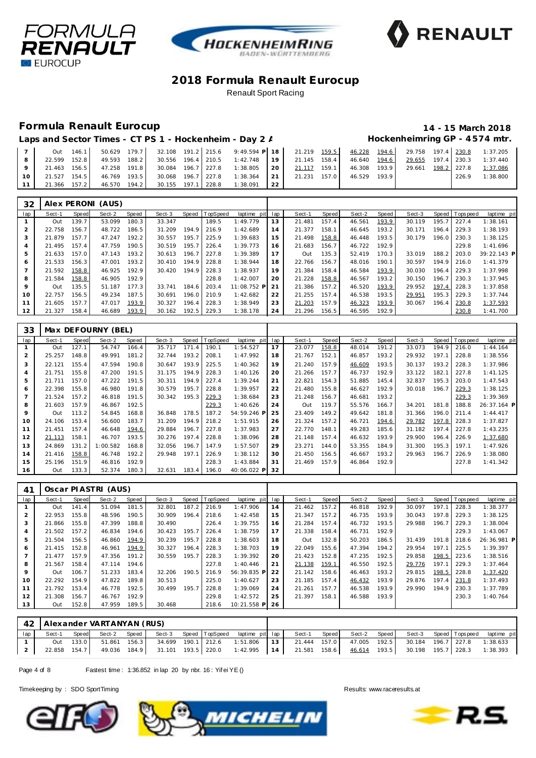# 2018 Formula Renault Eurocup

Renault Sport Racing

## Formula Renault Eurocup

**14 - 15 March 2018**

**Laps and Sector Times - CT PS 1 - Hockenheim - Day 2 A**

**Hockenheimring GP - 4574 mtr.**

| lap | Sect-1 | Speed | Sect-2 | Speed | Sect-3 | Speed | TopSpeed | laptime pit | lap | Sect-1 | Speed | Sect-2 | Speed | Sect-3 | Speed | Topspeed | laptime pit |
|---|---|---|---|---|---|---|---|---|---|---|---|---|---|---|---|---|---|
| 7 | Out | 146.1 | 50.629 | 179.7 | 32.108 | 191.2 | 215.6 | 9:49.594 P | 18 | 21.219 | 159.5 | 46.228 | 194.6 | 29.758 | 197.4 | 230.8 | 1:37.205 |
| 8 | 22.599 | 152.8 | 49.593 | 188.2 | 30.556 | 196.4 | 210.5 | 1:42.748 | 19 | 21.145 | 158.4 | 46.640 | 194.6 | 29.655 | 197.4 | 230.3 | 1:37.440 |
| 9 | 21.463 | 156.5 | 47.258 | 191.8 | 30.084 | 196.7 | 227.8 | 1:38.805 | 20 | 21.117 | 159.1 | 46.308 | 193.9 | 29.661 | 198.2 | 227.8 | 1:37.086 |
| 10 | 21.527 | 154.5 | 46.769 | 193.5 | 30.068 | 196.7 | 227.8 | 1:38.364 | 21 | 21.231 | 157.0 | 46.529 | 193.9 | | | 226.9 | 1:38.800 |
| 11 | 21.366 | 157.2 | 46.570 | 194.2 | 30.155 | 197.1 | 228.8 | 1:38.091 | 22 | | | | | | | | |

### 32 Alex PERONI (AUS)

| lap | Sect-1 | Speed | Sect-2 | Speed | Sect-3 | Speed | TopSpeed | laptime pit | lap | Sect-1 | Speed | Sect-2 | Speed | Sect-3 | Speed | Topspeed | laptime pit |
|---|---|---|---|---|---|---|---|---|---|---|---|---|---|---|---|---|---|
| 1 | Out | 139.7 | 53.099 | 180.3 | 33.347 | | 189.5 | 1:49.779 | 13 | 21.481 | 157.4 | 46.561 | 193.9 | 30.119 | 195.7 | 227.4 | 1:38.161 |
| 2 | 22.758 | 156.7 | 48.722 | 186.5 | 31.209 | 194.9 | 216.9 | 1:42.689 | 14 | 21.377 | 158.1 | 46.645 | 193.2 | 30.171 | 196.4 | 229.3 | 1:38.193 |
| 3 | 21.879 | 157.7 | 47.247 | 192.2 | 30.557 | 195.7 | 225.9 | 1:39.683 | 15 | 21.498 | 158.8 | 46.448 | 193.5 | 30.179 | 196.0 | 230.3 | 1:38.125 |
| 4 | 21.495 | 157.4 | 47.759 | 190.5 | 30.519 | 195.7 | 226.4 | 1:39.773 | 16 | 21.683 | 156.7 | 46.722 | 192.9 | | | 229.8 | 1:41.696 |
| 5 | 21.633 | 157.0 | 47.143 | 193.2 | 30.613 | 196.7 | 227.8 | 1:39.389 | 17 | Out | 135.3 | 52.419 | 170.3 | 33.019 | 188.2 | 203.0 | 39:22.143 P |
| 6 | 21.533 | 156.3 | 47.001 | 193.2 | 30.410 | 194.9 | 228.8 | 1:38.944 | 18 | 22.766 | 156.7 | 48.012 | 190.1 | 30.597 | 194.9 | 216.0 | 1:41.379 |
| 7 | 21.592 | 158.8 | 46.925 | 192.9 | 30.420 | 194.9 | 228.3 | 1:38.937 | 19 | 21.384 | 158.4 | 46.584 | 193.9 | 30.030 | 196.4 | 229.3 | 1:37.998 |
| 8 | 21.584 | 158.8 | 46.905 | 192.9 | | | 228.8 | 1:42.007 | 20 | 21.228 | 158.8 | 46.567 | 193.2 | 30.150 | 196.7 | 230.3 | 1:37.945 |
| 9 | Out | 135.5 | 51.187 | 177.3 | 33.741 | 184.6 | 203.4 | 11:08.752 P | 21 | 21.386 | 157.2 | 46.520 | 193.9 | 29.952 | 197.4 | 228.3 | 1:37.858 |
| 10 | 22.757 | 156.5 | 49.234 | 187.5 | 30.691 | 196.0 | 210.9 | 1:42.682 | 22 | 21.255 | 157.4 | 46.538 | 193.5 | 29.951 | 195.3 | 229.3 | 1:37.744 |
| 11 | 21.605 | 157.7 | 47.017 | 193.9 | 30.327 | 196.4 | 228.3 | 1:38.949 | 23 | 21.203 | 157.9 | 46.323 | 193.9 | 30.067 | 196.4 | 230.8 | 1:37.593 |
| 12 | 21.327 | 158.4 | 46.689 | 193.9 | 30.162 | 192.5 | 229.3 | 1:38.178 | 24 | 21.296 | 156.5 | 46.595 | 192.9 | | | 230.8 | 1:41.700 |

### 33 Max DEFOURNY (BEL)

| lap | Sect-1 | Speed | Sect-2 | Speed | Sect-3 | Speed | TopSpeed | laptime pit | lap | Sect-1 | Speed | Sect-2 | Speed | Sect-3 | Speed | Topspeed | laptime pit |
|---|---|---|---|---|---|---|---|---|---|---|---|---|---|---|---|---|---|
| 1 | Out | 127.1 | 54.747 | 166.4 | 35.717 | 171.4 | 190.1 | 1:54.527 | 17 | 23.077 | 158.8 | 48.014 | 191.2 | 33.073 | 194.9 | 216.0 | 1:44.164 |
| 2 | 25.257 | 148.8 | 49.991 | 181.2 | 32.744 | 193.2 | 208.1 | 1:47.992 | 18 | 21.767 | 152.1 | 46.857 | 193.2 | 29.932 | 197.1 | 228.8 | 1:38.556 |
| 3 | 22.121 | 155.4 | 47.594 | 190.8 | 30.647 | 193.9 | 225.5 | 1:40.362 | 19 | 21.240 | 157.9 | 46.609 | 193.5 | 30.137 | 193.2 | 228.3 | 1:37.986 |
| 4 | 21.751 | 155.8 | 47.200 | 191.5 | 31.175 | 194.9 | 228.3 | 1:40.126 | 20 | 21.266 | 157.7 | 46.737 | 192.9 | 33.122 | 182.1 | 227.8 | 1:41.125 |
| 5 | 21.711 | 157.0 | 47.222 | 191.5 | 30.311 | 194.9 | 227.4 | 1:39.244 | 21 | 22.821 | 154.3 | 51.885 | 145.4 | 32.837 | 195.3 | 203.0 | 1:47.543 |
| 6 | 22.398 | 155.8 | 46.980 | 191.8 | 30.579 | 195.7 | 228.8 | 1:39.957 | 22 | 21.480 | 155.8 | 46.627 | 192.9 | 30.018 | 196.7 | 229.3 | 1:38.125 |
| 7 | 21.524 | 157.2 | 46.818 | 191.5 | 30.342 | 195.3 | 229.3 | 1:38.684 | 23 | 21.248 | 156.7 | 46.681 | 193.2 | | | 229.3 | 1:39.369 |
| 8 | 21.603 | 157.9 | 46.867 | 192.5 | | | 229.3 | 1:40.626 | 24 | Out | 119.7 | 55.576 | 166.7 | 34.201 | 181.8 | 188.8 | 26:37.164 P |
| 9 | Out | 113.2 | 54.845 | 168.8 | 36.848 | 178.5 | 187.2 | 54:59.246 P | 25 | 23.409 | 149.2 | 49.642 | 181.8 | 31.366 | 196.0 | 211.4 | 1:44.417 |
| 10 | 24.106 | 153.4 | 56.600 | 183.7 | 31.209 | 194.9 | 218.2 | 1:51.915 | 26 | 21.324 | 157.2 | 46.721 | 194.6 | 29.782 | 197.8 | 228.3 | 1:37.827 |
| 11 | 21.451 | 157.4 | 46.648 | 194.6 | 29.884 | 196.7 | 227.8 | 1:37.983 | 27 | 22.770 | 148.1 | 49.283 | 185.6 | 31.182 | 197.4 | 227.8 | 1:43.235 |
| 12 | 21.113 | 158.1 | 46.707 | 193.5 | 30.276 | 197.4 | 228.8 | 1:38.096 | 28 | 21.148 | 157.4 | 46.632 | 193.9 | 29.900 | 196.4 | 226.9 | 1:37.680 |
| 13 | 24.869 | 131.2 | 1:00.582 | 168.8 | 32.056 | 196.7 | 147.9 | 1:57.507 | 29 | 23.271 | 144.0 | 53.355 | 184.9 | 31.300 | 195.3 | 197.1 | 1:47.926 |
| 14 | 21.416 | 158.8 | 46.748 | 192.2 | 29.948 | 197.1 | 226.9 | 1:38.112 | 30 | 21.450 | 156.5 | 46.667 | 193.2 | 29.963 | 196.7 | 226.9 | 1:38.080 |
| 15 | 25.196 | 151.9 | 46.816 | 192.9 | | | 228.3 | 1:43.884 | 31 | 21.469 | 157.9 | 46.864 | 192.9 | | | 227.8 | 1:41.342 |
| 16 | Out | 133.3 | 52.374 | 180.3 | 32.631 | 183.4 | 196.0 | 40:06.022 P | 32 | | | | | | | | |

### 41 Oscar PIASTRI (AUS)

| lap | Sect-1 | Speed | Sect-2 | Speed | Sect-3 | Speed | TopSpeed | laptime pit | lap | Sect-1 | Speed | Sect-2 | Speed | Sect-3 | Speed | Topspeed | laptime pit |
|---|---|---|---|---|---|---|---|---|---|---|---|---|---|---|---|---|---|
| 1 | Out | 141.4 | 51.094 | 181.5 | 32.801 | 187.2 | 216.9 | 1:47.906 | 14 | 21.462 | 157.2 | 46.818 | 192.9 | 30.097 | 197.1 | 228.3 | 1:38.377 |
| 2 | 22.953 | 155.8 | 48.596 | 190.5 | 30.909 | 196.4 | 218.6 | 1:42.458 | 15 | 21.347 | 157.2 | 46.735 | 193.9 | 30.043 | 197.8 | 229.3 | 1:38.125 |
| 3 | 21.866 | 155.8 | 47.399 | 188.8 | 30.490 | | 226.4 | 1:39.755 | 16 | 21.284 | 157.4 | 46.732 | 193.5 | 29.988 | 196.7 | 229.3 | 1:38.004 |
| 4 | 21.502 | 157.2 | 46.834 | 194.6 | 30.423 | 195.7 | 226.4 | 1:38.759 | 17 | 21.338 | 158.4 | 46.731 | 192.9 | | | 229.3 | 1:43.067 |
| 5 | 21.504 | 156.5 | 46.860 | 194.9 | 30.239 | 195.7 | 228.8 | 1:38.603 | 18 | Out | 132.8 | 50.203 | 186.5 | 31.439 | 191.8 | 218.6 | 26:36.981 P |
| 6 | 21.415 | 152.8 | 46.961 | 194.9 | 30.327 | 196.4 | 228.3 | 1:38.703 | 19 | 22.049 | 155.6 | 47.394 | 194.2 | 29.954 | 197.1 | 225.5 | 1:39.397 |
| 7 | 21.477 | 157.9 | 47.356 | 191.2 | 30.559 | 195.7 | 228.3 | 1:39.392 | 20 | 21.423 | 152.8 | 47.235 | 192.5 | 29.858 | 198.5 | 223.6 | 1:38.516 |
| 8 | 21.567 | 158.4 | 47.114 | 194.6 | | | 227.8 | 1:40.446 | 21 | 21.138 | 159.1 | 46.550 | 192.5 | 29.776 | 197.1 | 229.3 | 1:37.464 |
| 9 | Out | 106.7 | 51.233 | 183.4 | 32.206 | 190.5 | 216.9 | 56:39.835 P | 22 | 21.142 | 158.6 | 46.463 | 193.2 | 29.815 | 198.5 | 228.8 | 1:37.420 |
| 10 | 22.292 | 154.9 | 47.822 | 189.8 | 30.513 | | 225.0 | 1:40.627 | 23 | 21.185 | 157.4 | 46.432 | 193.9 | 29.876 | 197.4 | 231.8 | 1:37.493 |
| 11 | 21.792 | 153.4 | 46.778 | 192.5 | 30.499 | 195.7 | 228.8 | 1:39.069 | 24 | 21.261 | 157.7 | 46.538 | 193.9 | 29.990 | 194.9 | 230.3 | 1:37.789 |
| 12 | 21.308 | 156.7 | 46.767 | 192.9 | | | 229.8 | 1:42.572 | 25 | 21.397 | 158.1 | 46.588 | 193.9 | | | 230.3 | 1:40.764 |
| 13 | Out | 152.8 | 47.959 | 189.5 | 30.468 | | 218.6 | 10:21.558 P | 26 | | | | | | | | |

### 42 Alexander VARTANYAN (RUS)

| lap | Sect-1 | Speed | Sect-2 | Speed | Sect-3 | Speed | TopSpeed | laptime pit | lap | Sect-1 | Speed | Sect-2 | Speed | Sect-3 | Speed | Topspeed | laptime pit |
|---|---|---|---|---|---|---|---|---|---|---|---|---|---|---|---|---|---|
| 1 | Out | 133.0 | 51.861 | 156.3 | 34.699 | 190.1 | 212.6 | 1:51.806 | 13 | 21.444 | 157.0 | 47.005 | 192.5 | 30.184 | 196.7 | 227.8 | 1:38.633 |
| 2 | 22.858 | 154.7 | 49.036 | 184.9 | 31.101 | 193.5 | 220.0 | 1:42.995 | 14 | 21.581 | 158.6 | 46.614 | 193.5 | 30.198 | 195.7 | 228.3 | 1:38.393 |

Fastest time : 1:36.852 in lap 20 by nbr. 16 : Yifei YE ()

Timekeeping by : SDO SportTiming

Results: www.raceresults.at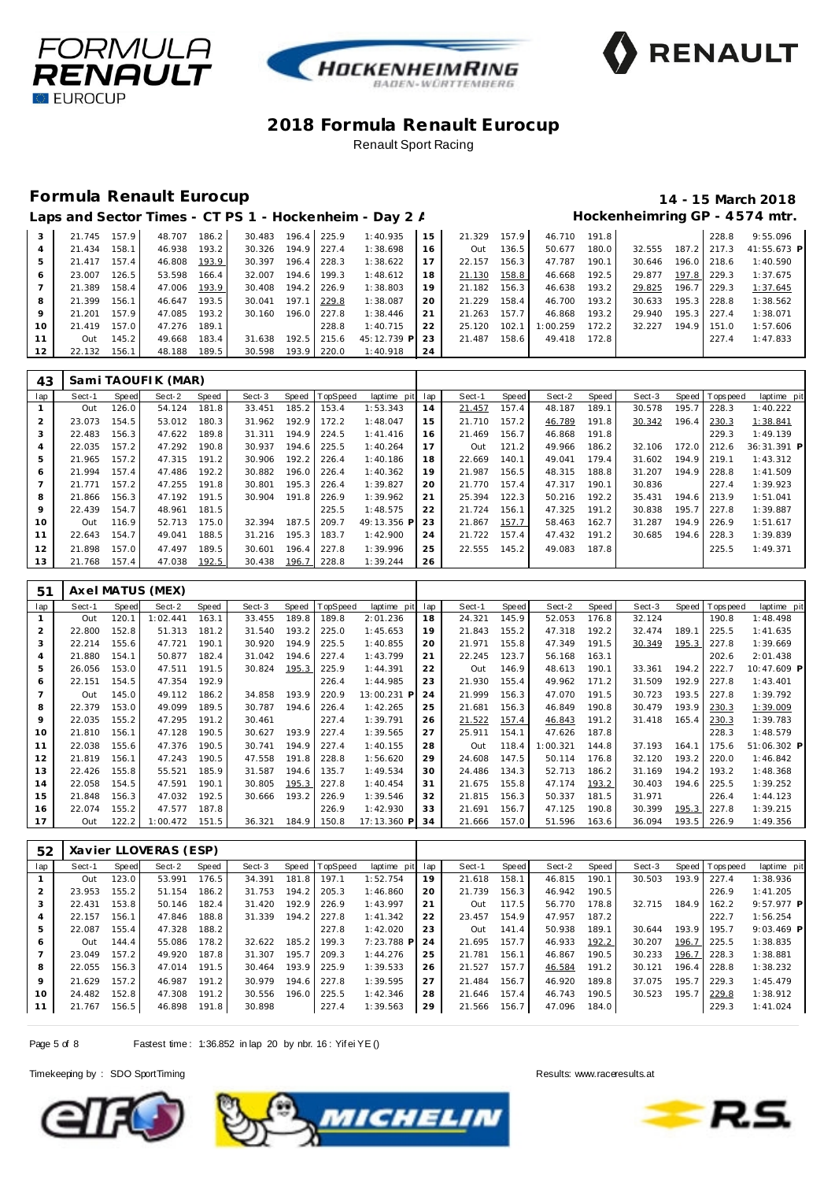# 2018 Formula Renault Eurocup

Renault Sport Racing

## Formula Renault Eurocup

**14 - 15 March 2018**

**Laps and Sector Times - CT PS 1 - Hockenheim - Day 2 A**

**Hockenheimring GP - 4574 mtr.**

| lap | Sect-1 | Speed | Sect-2 | Speed | Sect-3 | Speed | TopSpeed | laptime pit | lap | Sect-1 | Speed | Sect-2 | Speed | Sect-3 | Speed | Topspeed | laptime pit |
|---|---|---|---|---|---|---|---|---|---|---|---|---|---|---|---|---|---|
| 3 | 21.745 | 157.9 | 48.707 | 186.2 | 30.483 | 196.4 | 225.9 | 1:40.935 | 15 | 21.329 | 157.9 | 46.710 | 191.8 | | | 228.8 | 9:55.096 |
| 4 | 21.434 | 158.1 | 46.938 | 193.2 | 30.326 | 194.9 | 227.4 | 1:38.698 | 16 | Out | 136.5 | 50.677 | 180.0 | 32.555 | 187.2 | 217.3 | 41:55.673 P |
| 5 | 21.417 | 157.4 | 46.808 | 193.9 | 30.397 | 196.4 | 228.3 | 1:38.622 | 17 | 22.157 | 156.3 | 47.787 | 190.1 | 30.646 | 196.0 | 218.6 | 1:40.590 |
| 6 | 23.007 | 126.5 | 53.598 | 166.4 | 32.007 | 194.6 | 199.3 | 1:48.612 | 18 | 21.130 | 158.8 | 46.668 | 192.5 | 29.877 | 197.8 | 229.3 | 1:37.675 |
| 7 | 21.389 | 158.4 | 47.006 | 193.9 | 30.408 | 194.2 | 226.9 | 1:38.803 | 19 | 21.182 | 156.3 | 46.638 | 193.2 | 29.825 | 196.7 | 229.3 | 1:37.645 |
| 8 | 21.399 | 156.1 | 46.647 | 193.5 | 30.041 | 197.1 | 229.8 | 1:38.087 | 20 | 21.229 | 158.4 | 46.700 | 193.2 | 30.633 | 195.3 | 228.8 | 1:38.562 |
| 9 | 21.201 | 157.9 | 47.085 | 193.2 | 30.160 | 196.0 | 227.8 | 1:38.446 | 21 | 21.263 | 157.7 | 46.868 | 193.2 | 29.940 | 195.3 | 227.4 | 1:38.071 |
| 10 | 21.419 | 157.0 | 47.276 | 189.1 | | | 228.8 | 1:40.715 | 22 | 25.120 | 102.1 | 1:00.259 | 172.2 | 32.227 | 194.9 | 151.0 | 1:57.606 |
| 11 | Out | 145.2 | 49.668 | 183.4 | 31.638 | 192.5 | 215.6 | 45:12.739 P | 23 | 21.487 | 158.6 | 49.418 | 172.8 | | | 227.4 | 1:47.833 |
| 12 | 22.132 | 156.1 | 48.188 | 189.5 | 30.598 | 193.9 | 220.0 | 1:40.918 | 24 | | | | | | | | |

### 43 Sami TAOUFIK (MAR)

| lap | Sect-1 | Speed | Sect-2 | Speed | Sect-3 | Speed | TopSpeed | laptime pit | lap | Sect-1 | Speed | Sect-2 | Speed | Sect-3 | Speed | Topspeed | laptime pit |
|---|---|---|---|---|---|---|---|---|---|---|---|---|---|---|---|---|---|
| 1 | Out | 126.0 | 54.124 | 181.8 | 33.451 | 185.2 | 153.4 | 1:53.343 | 14 | 21.457 | 157.4 | 48.187 | 189.1 | 30.578 | 195.7 | 228.3 | 1:40.222 |
| 2 | 23.073 | 154.5 | 53.012 | 180.3 | 31.962 | 192.9 | 172.2 | 1:48.047 | 15 | 21.710 | 157.2 | 46.789 | 191.8 | 30.342 | 196.4 | 230.3 | 1:38.841 |
| 3 | 22.483 | 156.3 | 47.622 | 189.8 | 31.311 | 194.9 | 224.5 | 1:41.416 | 16 | 21.469 | 156.7 | 46.868 | 191.8 | | | 229.3 | 1:49.139 |
| 4 | 22.035 | 157.2 | 47.292 | 190.8 | 30.937 | 194.6 | 225.5 | 1:40.264 | 17 | Out | 121.2 | 49.966 | 186.2 | 32.106 | 172.0 | 212.6 | 36:31.391 P |
| 5 | 21.965 | 157.2 | 47.315 | 191.2 | 30.906 | 192.2 | 226.4 | 1:40.186 | 18 | 22.669 | 140.1 | 49.041 | 179.4 | 31.602 | 194.9 | 219.1 | 1:43.312 |
| 6 | 21.994 | 157.4 | 47.486 | 192.2 | 30.882 | 196.0 | 226.4 | 1:40.362 | 19 | 21.987 | 156.5 | 48.315 | 188.8 | 31.207 | 194.9 | 228.8 | 1:41.509 |
| 7 | 21.771 | 157.2 | 47.255 | 191.8 | 30.801 | 195.3 | 226.4 | 1:39.827 | 20 | 21.770 | 157.4 | 47.317 | 190.1 | 30.836 | | 227.4 | 1:39.923 |
| 8 | 21.866 | 156.3 | 47.192 | 191.5 | 30.904 | 191.8 | 226.9 | 1:39.962 | 21 | 25.394 | 122.3 | 50.216 | 192.2 | 35.431 | 194.6 | 213.9 | 1:51.041 |
| 9 | 22.439 | 154.7 | 48.961 | 181.5 | | | 225.5 | 1:48.575 | 22 | 21.724 | 156.1 | 47.325 | 191.2 | 30.838 | 195.7 | 227.8 | 1:39.887 |
| 10 | Out | 116.9 | 52.713 | 175.0 | 32.394 | 187.5 | 209.7 | 49:13.356 P | 23 | 21.867 | 157.7 | 58.463 | 162.7 | 31.287 | 194.9 | 226.9 | 1:51.617 |
| 11 | 22.643 | 154.7 | 49.041 | 188.5 | 31.216 | 195.3 | 183.7 | 1:42.900 | 24 | 21.722 | 157.4 | 47.432 | 191.2 | 30.685 | 194.6 | 228.3 | 1:39.839 |
| 12 | 21.898 | 157.0 | 47.497 | 189.5 | 30.601 | 196.4 | 227.8 | 1:39.996 | 25 | 22.555 | 145.2 | 49.083 | 187.8 | | | 225.5 | 1:49.371 |
| 13 | 21.768 | 157.4 | 47.038 | 192.5 | 30.438 | 196.7 | 228.8 | 1:39.244 | 26 | | | | | | | | |

### 51 Axel MATUS (MEX)

| lap | Sect-1 | Speed | Sect-2 | Speed | Sect-3 | Speed | TopSpeed | laptime pit | lap | Sect-1 | Speed | Sect-2 | Speed | Sect-3 | Speed | Topspeed | laptime pit |
|---|---|---|---|---|---|---|---|---|---|---|---|---|---|---|---|---|---|
| 1 | Out | 120.1 | 1:02.441 | 163.1 | 33.455 | 189.8 | 189.8 | 2:01.236 | 18 | 24.321 | 145.9 | 52.053 | 176.8 | 32.124 | | 190.8 | 1:48.498 |
| 2 | 22.800 | 152.8 | 51.313 | 181.2 | 31.540 | 193.2 | 225.0 | 1:45.653 | 19 | 21.843 | 155.2 | 47.318 | 192.2 | 32.474 | 189.1 | 225.5 | 1:41.635 |
| 3 | 22.214 | 155.6 | 47.721 | 190.1 | 30.920 | 194.9 | 225.5 | 1:40.855 | 20 | 21.971 | 155.8 | 47.349 | 191.5 | 30.349 | 195.3 | 227.8 | 1:39.669 |
| 4 | 21.880 | 154.1 | 50.877 | 182.4 | 31.042 | 194.6 | 227.4 | 1:43.799 | 21 | 22.245 | 123.7 | 56.168 | 163.1 | | | 202.6 | 2:01.438 |
| 5 | 26.056 | 153.0 | 47.511 | 191.5 | 30.824 | 195.3 | 225.9 | 1:44.391 | 22 | Out | 146.9 | 48.613 | 190.1 | 33.361 | 194.2 | 222.7 | 10:47.609 P |
| 6 | 22.151 | 154.5 | 47.354 | 192.9 | | | 226.4 | 1:44.985 | 23 | 21.930 | 155.4 | 49.962 | 171.2 | 31.509 | 192.9 | 227.8 | 1:43.401 |
| 7 | Out | 145.0 | 49.112 | 186.2 | 34.858 | 193.9 | 220.9 | 13:00.231 P | 24 | 21.999 | 156.3 | 47.070 | 191.5 | 30.723 | 193.5 | 227.8 | 1:39.792 |
| 8 | 22.379 | 153.0 | 49.099 | 189.5 | 30.787 | 194.6 | 226.4 | 1:42.265 | 25 | 21.681 | 156.3 | 46.849 | 190.8 | 30.479 | 193.9 | 230.3 | 1:39.009 |
| 9 | 22.035 | 155.2 | 47.295 | 191.2 | 30.461 | | 227.4 | 1:39.791 | 26 | 21.522 | 157.4 | 46.843 | 191.2 | 31.418 | 165.4 | 230.3 | 1:39.783 |
| 10 | 21.810 | 156.1 | 47.128 | 190.5 | 30.627 | 193.9 | 227.4 | 1:39.565 | 27 | 25.911 | 154.1 | 47.626 | 187.8 | | | 228.3 | 1:48.579 |
| 11 | 22.038 | 155.6 | 47.376 | 190.5 | 30.741 | 194.9 | 227.4 | 1:40.155 | 28 | Out | 118.4 | 1:00.321 | 144.8 | 37.193 | 164.1 | 175.6 | 51:06.302 P |
| 12 | 21.819 | 156.1 | 47.243 | 190.5 | 47.558 | 191.8 | 228.8 | 1:56.620 | 29 | 24.608 | 147.5 | 50.114 | 176.8 | 32.120 | 193.2 | 220.0 | 1:46.842 |
| 13 | 22.426 | 155.8 | 55.521 | 185.9 | 31.587 | 194.6 | 135.7 | 1:49.534 | 30 | 24.486 | 134.3 | 52.713 | 186.2 | 31.169 | 194.2 | 193.2 | 1:48.368 |
| 14 | 22.058 | 154.5 | 47.591 | 190.1 | 30.805 | 195.3 | 227.8 | 1:40.454 | 31 | 21.675 | 155.8 | 47.174 | 193.2 | 30.403 | 194.6 | 225.5 | 1:39.252 |
| 15 | 21.848 | 156.3 | 47.032 | 192.5 | 30.666 | 193.2 | 226.9 | 1:39.546 | 32 | 21.815 | 156.3 | 50.337 | 181.5 | 31.971 | | 226.4 | 1:44.123 |
| 16 | 22.074 | 155.2 | 47.577 | 187.8 | | | 226.9 | 1:42.930 | 33 | 21.691 | 156.7 | 47.125 | 190.8 | 30.399 | 195.3 | 227.8 | 1:39.215 |
| 17 | Out | 122.2 | 1:00.472 | 151.5 | 36.321 | 184.9 | 150.8 | 17:13.360 P | 34 | 21.666 | 157.0 | 51.596 | 163.6 | 36.094 | 193.5 | 226.9 | 1:49.356 |

### 52 Xavier LLOVERAS (ESP)

| lap | Sect-1 | Speed | Sect-2 | Speed | Sect-3 | Speed | TopSpeed | laptime pit | lap | Sect-1 | Speed | Sect-2 | Speed | Sect-3 | Speed | Topspeed | laptime pit |
|---|---|---|---|---|---|---|---|---|---|---|---|---|---|---|---|---|---|
| 1 | Out | 123.0 | 53.991 | 176.5 | 34.391 | 181.8 | 197.1 | 1:52.754 | 19 | 21.618 | 158.1 | 46.815 | 190.1 | 30.503 | 193.9 | 227.4 | 1:38.936 |
| 2 | 23.953 | 155.2 | 51.154 | 186.2 | 31.753 | 194.2 | 205.3 | 1:46.860 | 20 | 21.739 | 156.3 | 46.942 | 190.5 | | | 226.9 | 1:41.205 |
| 3 | 22.431 | 153.8 | 50.146 | 182.4 | 31.420 | 192.9 | 226.9 | 1:43.997 | 21 | Out | 117.5 | 56.770 | 178.8 | 32.715 | 184.9 | 162.2 | 9:57.977 P |
| 4 | 22.157 | 156.1 | 47.846 | 188.8 | 31.339 | 194.2 | 227.8 | 1:41.342 | 22 | 23.457 | 154.9 | 47.957 | 187.2 | | | 222.7 | 1:56.254 |
| 5 | 22.087 | 155.4 | 47.328 | 188.2 | | | 227.8 | 1:42.020 | 23 | Out | 141.4 | 50.938 | 189.1 | 30.644 | 193.9 | 195.7 | 9:03.469 P |
| 6 | Out | 144.4 | 55.086 | 178.2 | 32.622 | 185.2 | 199.3 | 7:23.788 P | 24 | 21.695 | 157.7 | 46.933 | 192.2 | 30.207 | 196.7 | 225.5 | 1:38.835 |
| 7 | 23.049 | 157.2 | 49.920 | 187.8 | 31.307 | 195.7 | 209.3 | 1:44.276 | 25 | 21.781 | 156.1 | 46.867 | 190.5 | 30.233 | 196.7 | 228.3 | 1:38.881 |
| 8 | 22.055 | 156.3 | 47.014 | 191.5 | 30.464 | 193.9 | 225.9 | 1:39.533 | 26 | 21.527 | 157.7 | 46.584 | 191.2 | 30.121 | 196.4 | 228.8 | 1:38.232 |
| 9 | 21.629 | 157.2 | 46.987 | 191.2 | 30.979 | 194.6 | 227.8 | 1:39.595 | 27 | 21.484 | 156.7 | 46.920 | 189.8 | 37.075 | 195.7 | 229.3 | 1:45.479 |
| 10 | 24.482 | 152.8 | 47.308 | 191.2 | 30.556 | 196.0 | 225.5 | 1:42.346 | 28 | 21.646 | 157.4 | 46.743 | 190.5 | 30.523 | 195.7 | 229.8 | 1:38.912 |
| 11 | 21.767 | 156.5 | 46.898 | 191.8 | 30.898 | | 227.4 | 1:39.563 | 29 | 21.566 | 156.7 | 47.096 | 184.0 | | | 229.3 | 1:41.024 |

Fastest time : 1:36.852 in lap 20 by nbr. 16 : Yifei YE ()

Timekeeping by : SDO SportTiming

Results: www.raceresults.at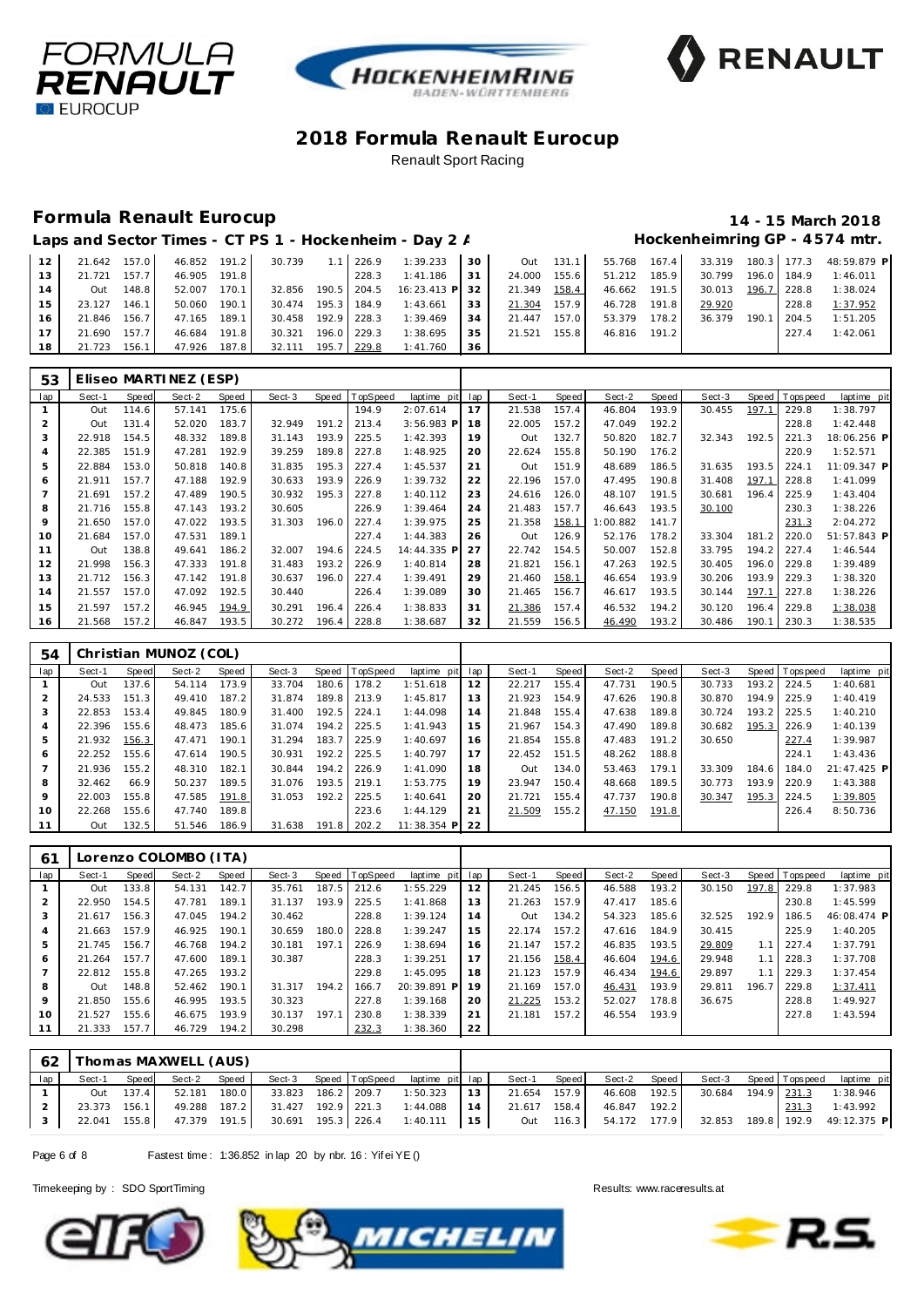# 2018 Formula Renault Eurocup

Renault Sport Racing

## Formula Renault Eurocup

**14 - 15 March 2018**

**Laps and Sector Times - CT PS 1 - Hockenheim - Day 2 A**

**Hockenheimring GP - 4574 mtr.**

| lap | Sect-1 | Speed | Sect-2 | Speed | Sect-3 | Speed | TopSpeed | laptime pit | lap | Sect-1 | Speed | Sect-2 | Speed | Sect-3 | Speed | Topspeed | laptime pit |
|---|---|---|---|---|---|---|---|---|---|---|---|---|---|---|---|---|---|
| 12 | 21.642 | 157.0 | 46.852 | 191.2 | 30.739 | 1.1 | 226.9 | 1:39.233 | 30 | Out | 131.1 | 55.768 | 167.4 | 33.319 | 180.3 | 177.3 | 48:59.879 P |
| 13 | 21.721 | 157.7 | 46.905 | 191.8 | | | 228.3 | 1:41.186 | 31 | 24.000 | 155.6 | 51.212 | 185.9 | 30.799 | 196.0 | 184.9 | 1:46.011 |
| 14 | Out | 148.8 | 52.007 | 170.1 | 32.856 | 190.5 | 204.5 | 16:23.413 P | 32 | 21.349 | 158.4 | 46.662 | 191.5 | 30.013 | 196.7 | 228.8 | 1:38.024 |
| 15 | 23.127 | 146.1 | 50.060 | 190.1 | 30.474 | 195.3 | 184.9 | 1:43.661 | 33 | 21.304 | 157.9 | 46.728 | 191.8 | 29.920 | | 228.8 | 1:37.952 |
| 16 | 21.846 | 156.7 | 47.165 | 189.1 | 30.458 | 192.9 | 228.3 | 1:39.469 | 34 | 21.447 | 157.0 | 53.379 | 178.2 | 36.379 | 190.1 | 204.5 | 1:51.205 |
| 17 | 21.690 | 157.7 | 46.684 | 191.8 | 30.321 | 196.0 | 229.3 | 1:38.695 | 35 | 21.521 | 155.8 | 46.816 | 191.2 | | | 227.4 | 1:42.061 |
| 18 | 21.723 | 156.1 | 47.926 | 187.8 | 32.111 | 195.7 | 229.8 | 1:41.760 | 36 | | | | | | | | |

### 53 Eliseo MARTINEZ (ESP)

| lap | Sect-1 | Speed | Sect-2 | Speed | Sect-3 | Speed | TopSpeed | laptime pit | lap | Sect-1 | Speed | Sect-2 | Speed | Sect-3 | Speed | Topspeed | laptime pit |
|---|---|---|---|---|---|---|---|---|---|---|---|---|---|---|---|---|---|
| 1 | Out | 114.6 | 57.141 | 175.6 | | | 194.9 | 2:07.614 | 17 | 21.538 | 157.4 | 46.804 | 193.9 | 30.455 | 197.1 | 229.8 | 1:38.797 |
| 2 | Out | 131.4 | 52.020 | 183.7 | 32.949 | 191.2 | 213.4 | 3:56.983 P | 18 | 22.005 | 157.2 | 47.049 | 192.2 | | | 228.8 | 1:42.448 |
| 3 | 22.918 | 154.5 | 48.332 | 189.8 | 31.143 | 193.9 | 225.5 | 1:42.393 | 19 | Out | 132.7 | 50.820 | 182.7 | 32.343 | 192.5 | 221.3 | 18:06.256 P |
| 4 | 22.385 | 151.9 | 47.281 | 192.9 | 39.259 | 189.8 | 227.8 | 1:48.925 | 20 | 22.624 | 155.8 | 50.190 | 176.2 | | | 220.9 | 1:52.571 |
| 5 | 22.884 | 153.0 | 50.818 | 140.8 | 31.835 | 195.3 | 227.4 | 1:45.537 | 21 | Out | 151.9 | 48.689 | 186.5 | 31.635 | 193.5 | 224.1 | 11:09.347 P |
| 6 | 21.911 | 157.7 | 47.188 | 192.9 | 30.633 | 193.9 | 226.9 | 1:39.732 | 22 | 22.196 | 157.0 | 47.495 | 190.8 | 31.408 | 197.1 | 228.8 | 1:41.099 |
| 7 | 21.691 | 157.2 | 47.489 | 190.5 | 30.932 | 195.3 | 227.8 | 1:40.112 | 23 | 24.616 | 126.0 | 48.107 | 191.5 | 30.681 | 196.4 | 225.9 | 1:43.404 |
| 8 | 21.716 | 155.8 | 47.143 | 193.2 | 30.605 | | 226.9 | 1:39.464 | 24 | 21.483 | 157.7 | 46.643 | 193.5 | 30.100 | | 230.3 | 1:38.226 |
| 9 | 21.650 | 157.0 | 47.022 | 193.5 | 31.303 | 196.0 | 227.4 | 1:39.975 | 25 | 21.358 | 158.1 | 1:00.882 | 141.7 | | | 231.3 | 2:04.272 |
| 10 | 21.684 | 157.0 | 47.531 | 189.1 | | | 227.4 | 1:44.383 | 26 | Out | 126.9 | 52.176 | 178.2 | 33.304 | 181.2 | 220.0 | 51:57.843 P |
| 11 | Out | 138.8 | 49.641 | 186.2 | 32.007 | 194.6 | 224.5 | 14:44.335 P | 27 | 22.742 | 154.5 | 50.007 | 152.8 | 33.795 | 194.2 | 227.4 | 1:46.544 |
| 12 | 21.998 | 156.3 | 47.333 | 191.8 | 31.483 | 193.2 | 226.9 | 1:40.814 | 28 | 21.821 | 156.1 | 47.263 | 192.5 | 30.405 | 196.0 | 229.8 | 1:39.489 |
| 13 | 21.712 | 156.3 | 47.142 | 191.8 | 30.637 | 196.0 | 227.4 | 1:39.491 | 29 | 21.460 | 158.1 | 46.654 | 193.9 | 30.206 | 193.9 | 229.3 | 1:38.320 |
| 14 | 21.557 | 157.0 | 47.092 | 192.5 | 30.440 | | 226.4 | 1:39.089 | 30 | 21.465 | 156.7 | 46.617 | 193.5 | 30.144 | 197.1 | 227.8 | 1:38.226 |
| 15 | 21.597 | 157.2 | 46.945 | 194.9 | 30.291 | 196.4 | 226.4 | 1:38.833 | 31 | 21.386 | 157.4 | 46.532 | 194.2 | 30.120 | 196.4 | 229.8 | 1:38.038 |
| 16 | 21.568 | 157.2 | 46.847 | 193.5 | 30.272 | 196.4 | 228.8 | 1:38.687 | 32 | 21.559 | 156.5 | 46.490 | 193.2 | 30.486 | 190.1 | 230.3 | 1:38.535 |

### 54 Christian MUNOZ (COL)

| lap | Sect-1 | Speed | Sect-2 | Speed | Sect-3 | Speed | TopSpeed | laptime pit | lap | Sect-1 | Speed | Sect-2 | Speed | Sect-3 | Speed | Topspeed | laptime pit |
|---|---|---|---|---|---|---|---|---|---|---|---|---|---|---|---|---|---|
| 1 | Out | 137.6 | 54.114 | 173.9 | 33.704 | 180.6 | 178.2 | 1:51.618 | 12 | 22.217 | 155.4 | 47.731 | 190.5 | 30.733 | 193.2 | 224.5 | 1:40.681 |
| 2 | 24.533 | 151.3 | 49.410 | 187.2 | 31.874 | 189.8 | 213.9 | 1:45.817 | 13 | 21.923 | 154.9 | 47.626 | 190.8 | 30.870 | 194.9 | 225.9 | 1:40.419 |
| 3 | 22.853 | 153.4 | 49.845 | 180.9 | 31.400 | 192.5 | 224.1 | 1:44.098 | 14 | 21.848 | 155.4 | 47.638 | 189.8 | 30.724 | 193.2 | 225.5 | 1:40.210 |
| 4 | 22.396 | 155.6 | 48.473 | 185.6 | 31.074 | 194.2 | 225.5 | 1:41.943 | 15 | 21.967 | 154.3 | 47.490 | 189.8 | 30.682 | 195.3 | 226.9 | 1:40.139 |
| 5 | 21.932 | 156.3 | 47.471 | 190.1 | 31.294 | 183.7 | 225.9 | 1:40.697 | 16 | 21.854 | 155.8 | 47.483 | 191.2 | 30.650 | | 227.4 | 1:39.987 |
| 6 | 22.252 | 155.6 | 47.614 | 190.5 | 30.931 | 192.2 | 225.5 | 1:40.797 | 17 | 22.452 | 151.5 | 48.262 | 188.8 | | | 224.1 | 1:43.436 |
| 7 | 21.936 | 155.2 | 48.310 | 182.1 | 30.844 | 194.2 | 226.9 | 1:41.090 | 18 | Out | 134.0 | 53.463 | 179.1 | 33.309 | 184.6 | 184.0 | 21:47.425 P |
| 8 | 32.462 | 66.9 | 50.237 | 189.5 | 31.076 | 193.5 | 219.1 | 1:53.775 | 19 | 23.947 | 150.4 | 48.668 | 189.5 | 30.773 | 193.9 | 220.9 | 1:43.388 |
| 9 | 22.003 | 155.8 | 47.585 | 191.8 | 31.053 | 192.2 | 225.5 | 1:40.641 | 20 | 21.721 | 155.4 | 47.737 | 190.8 | 30.347 | 195.3 | 224.5 | 1:39.805 |
| 10 | 22.268 | 155.6 | 47.740 | 189.8 | | | 223.6 | 1:44.129 | 21 | 21.509 | 155.2 | 47.150 | 191.8 | | | 226.4 | 8:50.736 |
| 11 | Out | 132.5 | 51.546 | 186.9 | 31.638 | 191.8 | 202.2 | 11:38.354 P | 22 | | | | | | | | |

### 61 Lorenzo COLOMBO (ITA)

| lap | Sect-1 | Speed | Sect-2 | Speed | Sect-3 | Speed | TopSpeed | laptime pit | lap | Sect-1 | Speed | Sect-2 | Speed | Sect-3 | Speed | Topspeed | laptime pit |
|---|---|---|---|---|---|---|---|---|---|---|---|---|---|---|---|---|---|
| 1 | Out | 133.8 | 54.131 | 142.7 | 35.761 | 187.5 | 212.6 | 1:55.229 | 12 | 21.245 | 156.5 | 46.588 | 193.2 | 30.150 | 197.8 | 229.8 | 1:37.983 |
| 2 | 22.950 | 154.5 | 47.781 | 189.1 | 31.137 | 193.9 | 225.5 | 1:41.868 | 13 | 21.263 | 157.9 | 47.417 | 185.6 | | | 230.8 | 1:45.599 |
| 3 | 21.617 | 156.3 | 47.045 | 194.2 | 30.462 | | 228.8 | 1:39.124 | 14 | Out | 134.2 | 54.323 | 185.6 | 32.525 | 192.9 | 186.5 | 46:08.474 P |
| 4 | 21.663 | 157.9 | 46.925 | 190.1 | 30.659 | 180.0 | 228.8 | 1:39.247 | 15 | 22.174 | 157.2 | 47.616 | 184.9 | 30.415 | | 225.9 | 1:40.205 |
| 5 | 21.745 | 156.7 | 46.768 | 194.2 | 30.181 | 197.1 | 226.9 | 1:38.694 | 16 | 21.147 | 157.2 | 46.835 | 193.5 | 29.809 | 1.1 | 227.4 | 1:37.791 |
| 6 | 21.264 | 157.7 | 47.600 | 189.1 | 30.387 | | 228.3 | 1:39.251 | 17 | 21.156 | 158.4 | 46.604 | 194.6 | 29.948 | 1.1 | 228.3 | 1:37.708 |
| 7 | 22.812 | 155.8 | 47.265 | 193.2 | | | 229.8 | 1:45.095 | 18 | 21.123 | 157.9 | 46.434 | 194.6 | 29.897 | 1.1 | 229.3 | 1:37.454 |
| 8 | Out | 148.8 | 52.462 | 190.1 | 31.317 | 194.2 | 166.7 | 20:39.891 P | 19 | 21.169 | 157.0 | 46.431 | 193.9 | 29.811 | 196.7 | 229.8 | 1:37.411 |
| 9 | 21.850 | 155.6 | 46.995 | 193.5 | 30.323 | | 227.8 | 1:39.168 | 20 | 21.225 | 153.2 | 52.027 | 178.8 | 36.675 | | 228.8 | 1:49.927 |
| 10 | 21.527 | 155.6 | 46.675 | 193.9 | 30.137 | 197.1 | 230.8 | 1:38.339 | 21 | 21.181 | 157.2 | 46.554 | 193.9 | | | 227.8 | 1:43.594 |
| 11 | 21.333 | 157.7 | 46.729 | 194.2 | 30.298 | | 232.3 | 1:38.360 | 22 | | | | | | | | |

### 62 Thomas MAXWELL (AUS)

| lap | Sect-1 | Speed | Sect-2 | Speed | Sect-3 | Speed | TopSpeed | laptime pit | lap | Sect-1 | Speed | Sect-2 | Speed | Sect-3 | Speed | Topspeed | laptime pit |
|---|---|---|---|---|---|---|---|---|---|---|---|---|---|---|---|---|---|
| 1 | Out | 137.4 | 52.181 | 180.0 | 33.823 | 186.2 | 209.7 | 1:50.323 | 13 | 21.654 | 157.9 | 46.608 | 192.5 | 30.684 | 194.9 | 231.3 | 1:38.946 |
| 2 | 23.373 | 156.1 | 49.288 | 187.2 | 31.427 | 192.9 | 221.3 | 1:44.088 | 14 | 21.617 | 158.4 | 46.847 | 192.2 | | | 231.3 | 1:43.992 |
| 3 | 22.041 | 155.8 | 47.379 | 191.5 | 30.691 | 195.3 | 226.4 | 1:40.111 | 15 | Out | 116.3 | 54.172 | 177.9 | 32.853 | 189.8 | 192.9 | 49:12.375 P |

Fastest time : 1:36.852 in lap 20 by nbr. 16 : Yifei YE ()

Timekeeping by : SDO SportTiming

Results: www.raceresults.at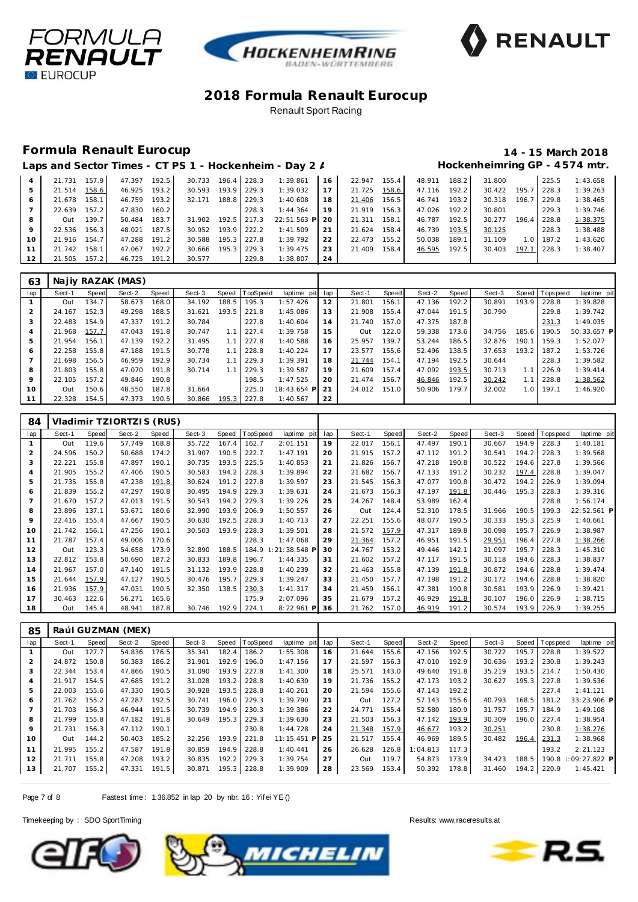# 2018 Formula Renault Eurocup

Renault Sport Racing

## Formula Renault Eurocup

**14 - 15 March 2018**

**Laps and Sector Times - CT PS 1 - Hockenheim - Day 2 A**

**Hockenheimring GP - 4574 mtr.**

| lap | Sect-1 | Speed | Sect-2 | Speed | Sect-3 | Speed | TopSpeed | laptime pit | lap | Sect-1 | Speed | Sect-2 | Speed | Sect-3 | Speed | Topspeed | laptime pit |
|---|---|---|---|---|---|---|---|---|---|---|---|---|---|---|---|---|---|
| 4 | 21.731 | 157.9 | 47.397 | 192.5 | 30.733 | 196.4 | 228.3 | 1:39.861 | 16 | 22.947 | 155.4 | 48.911 | 188.2 | 31.800 | | 225.5 | 1:43.658 |
| 5 | 21.514 | 158.6 | 46.925 | 193.2 | 30.593 | 193.9 | 229.3 | 1:39.032 | 17 | 21.725 | 158.6 | 47.116 | 192.2 | 30.422 | 195.7 | 228.3 | 1:39.263 |
| 6 | 21.678 | 158.1 | 46.759 | 193.2 | 32.171 | 188.8 | 229.3 | 1:40.608 | 18 | 21.406 | 156.5 | 46.741 | 193.2 | 30.318 | 196.7 | 229.8 | 1:38.465 |
| 7 | 22.639 | 157.2 | 47.830 | 160.2 | | | 228.3 | 1:44.364 | 19 | 21.919 | 156.3 | 47.026 | 192.2 | 30.801 | | 229.3 | 1:39.746 |
| 8 | Out | 139.7 | 50.484 | 183.7 | 31.902 | 192.5 | 217.3 | 22:51.563 P | 20 | 21.311 | 158.1 | 46.787 | 192.5 | 30.277 | 196.4 | 228.8 | 1:38.375 |
| 9 | 22.536 | 156.3 | 48.021 | 187.5 | 30.952 | 193.9 | 222.2 | 1:41.509 | 21 | 21.624 | 158.4 | 46.739 | 193.5 | 30.125 | | 228.3 | 1:38.488 |
| 10 | 21.916 | 154.7 | 47.288 | 191.2 | 30.588 | 195.3 | 227.8 | 1:39.792 | 22 | 22.473 | 155.2 | 50.038 | 189.1 | 31.109 | 1.0 | 187.2 | 1:43.620 |
| 11 | 21.742 | 158.1 | 47.067 | 192.2 | 30.666 | 195.3 | 229.3 | 1:39.475 | 23 | 21.409 | 158.4 | 46.595 | 192.5 | 30.403 | 197.1 | 228.3 | 1:38.407 |
| 12 | 21.505 | 157.2 | 46.725 | 191.2 | 30.577 | | 229.8 | 1:38.807 | 24 | | | | | | | | |

### 63 Najiy RAZAK (MAS)

| lap | Sect-1 | Speed | Sect-2 | Speed | Sect-3 | Speed | TopSpeed | laptime pit | lap | Sect-1 | Speed | Sect-2 | Speed | Sect-3 | Speed | Topspeed | laptime pit |
|---|---|---|---|---|---|---|---|---|---|---|---|---|---|---|---|---|---|
| 1 | Out | 134.7 | 58.673 | 168.0 | 34.192 | 188.5 | 195.3 | 1:57.426 | 12 | 21.801 | 156.1 | 47.136 | 192.2 | 30.891 | 193.9 | 228.8 | 1:39.828 |
| 2 | 24.167 | 152.3 | 49.298 | 188.5 | 31.621 | 193.5 | 221.8 | 1:45.086 | 13 | 21.908 | 155.4 | 47.044 | 191.5 | 30.790 | | 229.8 | 1:39.742 |
| 3 | 22.483 | 154.9 | 47.375 | 191.2 | 30.784 | | 227.8 | 1:40.604 | 14 | 21.740 | 157.0 | 47.375 | 187.8 | | | 231.3 | 1:49.035 |
| 4 | 21.968 | 157.7 | 47.043 | 191.8 | 30.747 | 1.1 | 227.4 | 1:39.758 | 15 | Out | 122.0 | 59.338 | 173.6 | 34.756 | 185.6 | 190.5 | 50:33.657 P |
| 5 | 21.954 | 156.1 | 47.139 | 192.2 | 31.495 | 1.1 | 227.8 | 1:40.588 | 16 | 25.957 | 139.7 | 53.244 | 186.5 | 32.876 | 190.1 | 159.3 | 1:52.077 |
| 6 | 22.258 | 155.8 | 47.188 | 191.5 | 30.778 | 1.1 | 228.8 | 1:40.224 | 17 | 23.577 | 155.6 | 52.496 | 138.5 | 37.653 | 193.2 | 187.2 | 1:53.726 |
| 7 | 21.698 | 156.5 | 46.959 | 192.9 | 30.734 | 1.1 | 229.3 | 1:39.391 | 18 | 21.744 | 154.1 | 47.194 | 192.5 | 30.644 | | 228.3 | 1:39.582 |
| 8 | 21.803 | 155.8 | 47.070 | 191.8 | 30.714 | 1.1 | 229.3 | 1:39.587 | 19 | 21.609 | 157.4 | 47.092 | 193.5 | 30.713 | 1.1 | 226.9 | 1:39.414 |
| 9 | 22.105 | 157.2 | 49.846 | 190.8 | | | 198.5 | 1:47.525 | 20 | 21.474 | 156.7 | 46.846 | 192.5 | 30.242 | 1.1 | 228.8 | 1:38.562 |
| 10 | Out | 150.6 | 48.550 | 187.8 | 31.664 | | 225.0 | 18:43.654 P | 21 | 24.012 | 151.0 | 50.906 | 179.7 | 32.002 | 1.0 | 197.1 | 1:46.920 |
| 11 | 22.328 | 154.5 | 47.373 | 190.5 | 30.866 | 195.3 | 227.8 | 1:40.567 | 22 | | | | | | | | |

### 84 Vladimir TZIORTZIS (RUS)

| lap | Sect-1 | Speed | Sect-2 | Speed | Sect-3 | Speed | TopSpeed | laptime pit | lap | Sect-1 | Speed | Sect-2 | Speed | Sect-3 | Speed | Topspeed | laptime pit |
|---|---|---|---|---|---|---|---|---|---|---|---|---|---|---|---|---|---|
| 1 | Out | 119.6 | 57.749 | 168.8 | 35.722 | 167.4 | 162.7 | 2:01.151 | 19 | 22.017 | 156.1 | 47.497 | 190.1 | 30.667 | 194.9 | 228.3 | 1:40.181 |
| 2 | 24.596 | 150.2 | 50.688 | 174.2 | 31.907 | 190.5 | 222.7 | 1:47.191 | 20 | 21.915 | 157.2 | 47.112 | 191.2 | 30.541 | 194.2 | 228.3 | 1:39.568 |
| 3 | 22.221 | 155.8 | 47.897 | 190.1 | 30.735 | 193.5 | 225.5 | 1:40.853 | 21 | 21.826 | 156.7 | 47.218 | 190.8 | 30.522 | 194.6 | 227.8 | 1:39.566 |
| 4 | 21.905 | 155.2 | 47.406 | 190.5 | 30.583 | 194.2 | 228.3 | 1:39.894 | 22 | 21.682 | 156.7 | 47.133 | 191.2 | 30.232 | 197.4 | 228.8 | 1:39.047 |
| 5 | 21.735 | 155.8 | 47.238 | 191.8 | 30.624 | 191.2 | 227.8 | 1:39.597 | 23 | 21.545 | 156.3 | 47.077 | 190.8 | 30.472 | 194.2 | 226.9 | 1:39.094 |
| 6 | 21.839 | 155.2 | 47.297 | 190.8 | 30.495 | 194.9 | 229.3 | 1:39.631 | 24 | 21.673 | 156.3 | 47.197 | 191.8 | 30.446 | 195.3 | 228.3 | 1:39.316 |
| 7 | 21.670 | 157.2 | 47.013 | 191.5 | 30.543 | 194.2 | 229.3 | 1:39.226 | 25 | 24.267 | 148.4 | 53.989 | 162.4 | | | 228.8 | 1:56.174 |
| 8 | 23.896 | 137.1 | 53.671 | 180.6 | 32.990 | 193.9 | 206.9 | 1:50.557 | 26 | Out | 124.4 | 52.310 | 178.5 | 31.966 | 190.5 | 199.3 | 22:52.561 P |
| 9 | 22.416 | 155.4 | 47.667 | 190.5 | 30.630 | 192.5 | 228.3 | 1:40.713 | 27 | 22.251 | 155.6 | 48.077 | 190.5 | 30.333 | 195.3 | 225.9 | 1:40.661 |
| 10 | 21.742 | 156.1 | 47.256 | 190.1 | 30.503 | 193.9 | 228.3 | 1:39.501 | 28 | 21.572 | 157.9 | 47.317 | 189.8 | 30.098 | 195.7 | 226.9 | 1:38.987 |
| 11 | 21.787 | 157.4 | 49.006 | 170.6 | | | 228.3 | 1:47.068 | 29 | 21.364 | 157.2 | 46.951 | 191.5 | 29.951 | 196.4 | 227.8 | 1:38.266 |
| 12 | Out | 123.3 | 54.658 | 173.9 | 32.890 | 188.5 | 184.9 | 1:21:38.548 P | 30 | 24.767 | 153.2 | 49.446 | 142.1 | 31.097 | 195.7 | 228.3 | 1:45.310 |
| 13 | 22.812 | 153.8 | 50.690 | 187.2 | 30.833 | 189.8 | 196.7 | 1:44.335 | 31 | 21.602 | 157.2 | 47.117 | 191.5 | 30.118 | 194.6 | 228.3 | 1:38.837 |
| 14 | 21.967 | 157.0 | 47.140 | 191.5 | 31.132 | 193.9 | 228.8 | 1:40.239 | 32 | 21.463 | 155.8 | 47.139 | 191.8 | 30.872 | 194.6 | 228.8 | 1:39.474 |
| 15 | 21.644 | 157.9 | 47.127 | 190.5 | 30.476 | 195.7 | 229.3 | 1:39.247 | 33 | 21.450 | 157.7 | 47.198 | 191.2 | 30.172 | 194.6 | 228.8 | 1:38.820 |
| 16 | 21.936 | 157.9 | 47.031 | 190.5 | 32.350 | 138.5 | 230.3 | 1:41.317 | 34 | 21.459 | 156.1 | 47.381 | 190.8 | 30.581 | 193.9 | 226.9 | 1:39.421 |
| 17 | 30.463 | 122.6 | 56.271 | 165.6 | | | 175.9 | 2:07.096 | 35 | 21.679 | 157.2 | 46.929 | 191.8 | 30.107 | 196.0 | 226.9 | 1:38.715 |
| 18 | Out | 145.4 | 48.941 | 187.8 | 30.746 | 192.9 | 224.1 | 8:22.961 P | 36 | 21.762 | 157.0 | 46.919 | 191.2 | 30.574 | 193.9 | 226.9 | 1:39.255 |

### 85 Raúl GUZMAN (MEX)

| lap | Sect-1 | Speed | Sect-2 | Speed | Sect-3 | Speed | TopSpeed | laptime pit | lap | Sect-1 | Speed | Sect-2 | Speed | Sect-3 | Speed | Topspeed | laptime pit |
|---|---|---|---|---|---|---|---|---|---|---|---|---|---|---|---|---|---|
| 1 | Out | 127.7 | 54.836 | 176.5 | 35.341 | 182.4 | 186.2 | 1:55.308 | 16 | 21.644 | 155.6 | 47.156 | 192.5 | 30.722 | 195.7 | 228.8 | 1:39.522 |
| 2 | 24.872 | 150.8 | 50.383 | 186.2 | 31.901 | 192.9 | 196.0 | 1:47.156 | 17 | 21.597 | 156.3 | 47.010 | 192.9 | 30.636 | 193.2 | 230.8 | 1:39.243 |
| 3 | 22.344 | 153.4 | 47.866 | 190.5 | 31.090 | 193.9 | 227.8 | 1:41.300 | 18 | 25.571 | 143.0 | 49.640 | 191.8 | 35.219 | 193.5 | 214.7 | 1:50.430 |
| 4 | 21.917 | 154.5 | 47.685 | 191.2 | 31.028 | 193.2 | 228.8 | 1:40.630 | 19 | 21.736 | 155.2 | 47.173 | 193.2 | 30.627 | 195.3 | 227.8 | 1:39.536 |
| 5 | 22.003 | 155.6 | 47.330 | 190.5 | 30.928 | 193.5 | 228.8 | 1:40.261 | 20 | 21.594 | 155.6 | 47.143 | 192.2 | | | 227.4 | 1:41.121 |
| 6 | 21.762 | 155.2 | 47.287 | 192.5 | 30.741 | 196.0 | 229.3 | 1:39.790 | 21 | Out | 127.2 | 57.143 | 155.6 | 40.793 | 168.5 | 181.2 | 33:23.906 P |
| 7 | 21.703 | 156.3 | 46.944 | 191.5 | 30.739 | 194.9 | 230.3 | 1:39.386 | 22 | 24.771 | 155.4 | 52.580 | 180.9 | 31.757 | 195.7 | 184.9 | 1:49.108 |
| 8 | 21.799 | 155.8 | 47.182 | 191.8 | 30.649 | 195.3 | 229.3 | 1:39.630 | 23 | 21.503 | 156.3 | 47.142 | 193.9 | 30.309 | 196.0 | 227.4 | 1:38.954 |
| 9 | 21.731 | 156.3 | 47.112 | 190.1 | | | 230.8 | 1:44.728 | 24 | 21.348 | 157.9 | 46.677 | 193.2 | 30.251 | | 230.8 | 1:38.276 |
| 10 | Out | 144.2 | 50.403 | 185.2 | 32.256 | 193.9 | 221.8 | 11:15.451 P | 25 | 21.517 | 155.4 | 46.969 | 189.5 | 30.482 | 196.4 | 231.3 | 1:38.968 |
| 11 | 21.995 | 155.2 | 47.587 | 191.8 | 30.859 | 194.9 | 228.8 | 1:40.441 | 26 | 26.628 | 126.8 | 1:04.813 | 117.3 | | | 193.2 | 2:21.123 |
| 12 | 21.711 | 155.8 | 47.208 | 193.2 | 30.835 | 192.2 | 229.3 | 1:39.754 | 27 | Out | 119.7 | 54.873 | 173.9 | 34.423 | 188.5 | 190.8 | 1:09:27.822 P |
| 13 | 21.707 | 155.2 | 47.331 | 191.5 | 30.871 | 195.3 | 228.8 | 1:39.909 | 28 | 23.569 | 153.4 | 50.392 | 178.8 | 31.460 | 194.2 | 220.9 | 1:45.421 |

Fastest time : 1:36.852 in lap 20 by nbr. 16 : Yifei YE ()

Timekeeping by : SDO SportTiming

Results: www.raceresults.at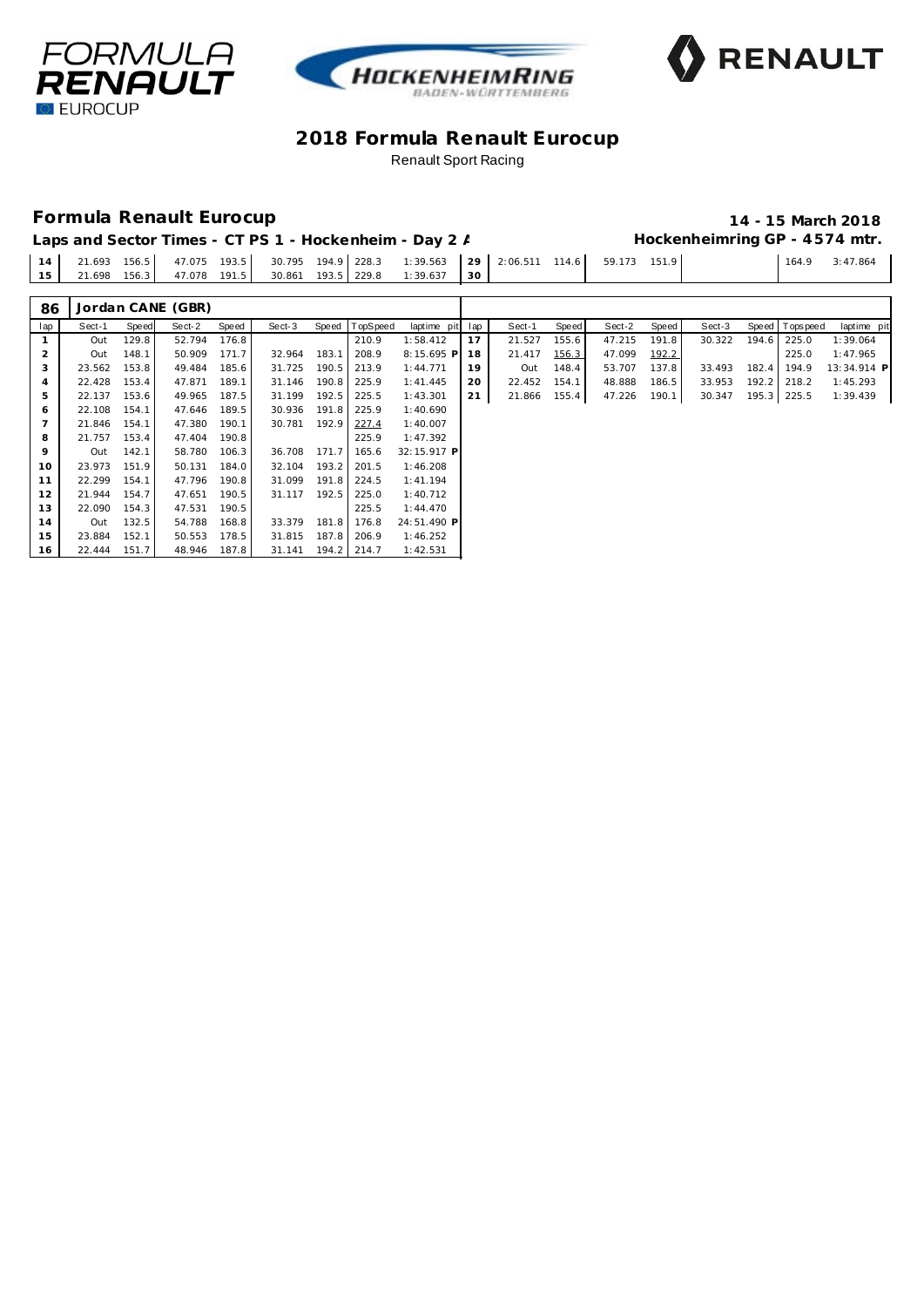# 2018 Formula Renault Eurocup

Renault Sport Racing

## Formula Renault Eurocup

**14 - 15 March 2018**

**Laps and Sector Times - CT PS 1 - Hockenheim - Day 2 A**

**Hockenheimring GP - 4574 mtr.**

| lap | Sect-1 | Speed | Sect-2 | Speed | Sect-3 | Speed | TopSpeed | laptime pit | lap | Sect-1 | Speed | Sect-2 | Speed | Sect-3 | Speed | Topspeed | laptime pit |
|---|---|---|---|---|---|---|---|---|---|---|---|---|---|---|---|---|---|
| 14 | 21.693 | 156.5 | 47.075 | 193.5 | 30.795 | 194.9 | 228.3 | 1:39.563 | 29 | 2:06.511 | 114.6 | 59.173 | 151.9 | | | 164.9 | 3:47.864 |
| 15 | 21.698 | 156.3 | 47.078 | 191.5 | 30.861 | 193.5 | 229.8 | 1:39.637 | 30 | | | | | | | | |

### 86 Jordan CANE (GBR)

| lap | Sect-1 | Speed | Sect-2 | Speed | Sect-3 | Speed | TopSpeed | laptime pit | lap | Sect-1 | Speed | Sect-2 | Speed | Sect-3 | Speed | Topspeed | laptime pit |
|---|---|---|---|---|---|---|---|---|---|---|---|---|---|---|---|---|---|
| 1 | Out | 129.8 | 52.794 | 176.8 | | | 210.9 | 1:58.412 | 17 | 21.527 | 155.6 | 47.215 | 191.8 | 30.322 | 194.6 | 225.0 | 1:39.064 |
| 2 | Out | 148.1 | 50.909 | 171.7 | 32.964 | 183.1 | 208.9 | 8:15.695 P | 18 | 21.417 | 156.3 | 47.099 | 192.2 | | | 225.0 | 1:47.965 |
| 3 | 23.562 | 153.8 | 49.484 | 185.6 | 31.725 | 190.5 | 213.9 | 1:44.771 | 19 | Out | 148.4 | 53.707 | 137.8 | 33.493 | 182.4 | 194.9 | 13:34.914 P |
| 4 | 22.428 | 153.4 | 47.871 | 189.1 | 31.146 | 190.8 | 225.9 | 1:41.445 | 20 | 22.452 | 154.1 | 48.888 | 186.5 | 33.953 | 192.2 | 218.2 | 1:45.293 |
| 5 | 22.137 | 153.6 | 49.965 | 187.5 | 31.199 | 192.5 | 225.5 | 1:43.301 | 21 | 21.866 | 155.4 | 47.226 | 190.1 | 30.347 | 195.3 | 225.5 | 1:39.439 |
| 6 | 22.108 | 154.1 | 47.646 | 189.5 | 30.936 | 191.8 | 225.9 | 1:40.690 | | | | | | | | | |
| 7 | 21.846 | 154.1 | 47.380 | 190.1 | 30.781 | 192.9 | 227.4 | 1:40.007 | | | | | | | | | |
| 8 | 21.757 | 153.4 | 47.404 | 190.8 | | | 225.9 | 1:47.392 | | | | | | | | | |
| 9 | Out | 142.1 | 58.780 | 106.3 | 36.708 | 171.7 | 165.6 | 32:15.917 P | | | | | | | | | |
| 10 | 23.973 | 151.9 | 50.131 | 184.0 | 32.104 | 193.2 | 201.5 | 1:46.208 | | | | | | | | | |
| 11 | 22.299 | 154.1 | 47.796 | 190.8 | 31.099 | 191.8 | 224.5 | 1:41.194 | | | | | | | | | |
| 12 | 21.944 | 154.7 | 47.651 | 190.5 | 31.117 | 192.5 | 225.0 | 1:40.712 | | | | | | | | | |
| 13 | 22.090 | 154.3 | 47.531 | 190.5 | | | 225.5 | 1:44.470 | | | | | | | | | |
| 14 | Out | 132.5 | 54.788 | 168.8 | 33.379 | 181.8 | 176.8 | 24:51.490 P | | | | | | | | | |
| 15 | 23.884 | 152.1 | 50.553 | 178.5 | 31.815 | 187.8 | 206.9 | 1:46.252 | | | | | | | | | |
| 16 | 22.444 | 151.7 | 48.946 | 187.8 | 31.141 | 194.2 | 214.7 | 1:42.531 | | | | | | | | | |